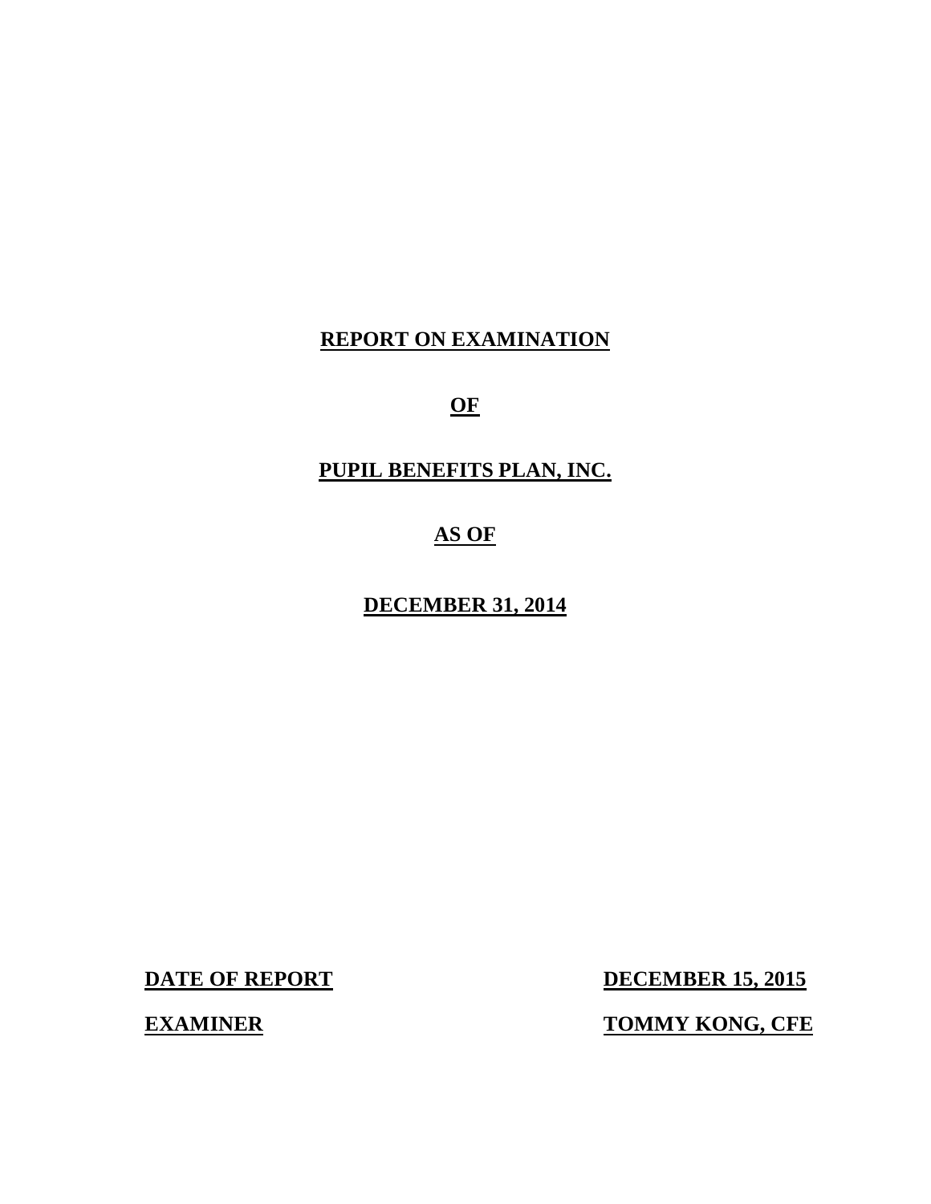# REPORT ON EXAMINATION

# OF

# PUPIL BENEFITS PLAN, INC.

# AS OF

# DECEMBER 31, 2014

| **DATE OF REPORT** | **DECEMBER 15, 2015** |
|---|---|
| **EXAMINER** | **TOMMY KONG, CFE** |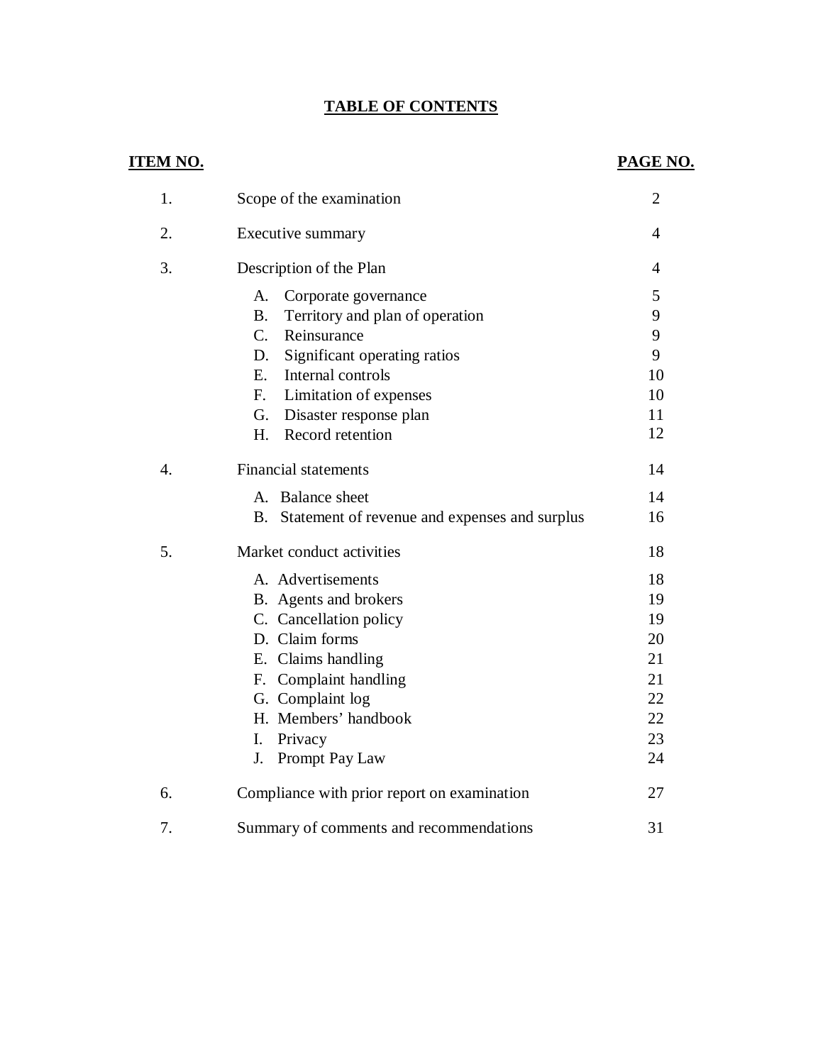# TABLE OF CONTENTS

| ITEM NO. | | PAGE NO. |
|---|---|---|
| 1. | Scope of the examination | 2 |
| 2. | Executive summary | 4 |
| 3. | Description of the Plan | 4 |
| | A. Corporate governance | 5 |
| | B. Territory and plan of operation | 9 |
| | C. Reinsurance | 9 |
| | D. Significant operating ratios | 9 |
| | E. Internal controls | 10 |
| | F. Limitation of expenses | 10 |
| | G. Disaster response plan | 11 |
| | H. Record retention | 12 |
| 4. | Financial statements | 14 |
| | A. Balance sheet | 14 |
| | B. Statement of revenue and expenses and surplus | 16 |
| 5. | Market conduct activities | 18 |
| | A. Advertisements | 18 |
| | B. Agents and brokers | 19 |
| | C. Cancellation policy | 19 |
| | D. Claim forms | 20 |
| | E. Claims handling | 21 |
| | F. Complaint handling | 21 |
| | G. Complaint log | 22 |
| | H. Members' handbook | 22 |
| | I. Privacy | 23 |
| | J. Prompt Pay Law | 24 |
| 6. | Compliance with prior report on examination | 27 |
| 7. | Summary of comments and recommendations | 31 |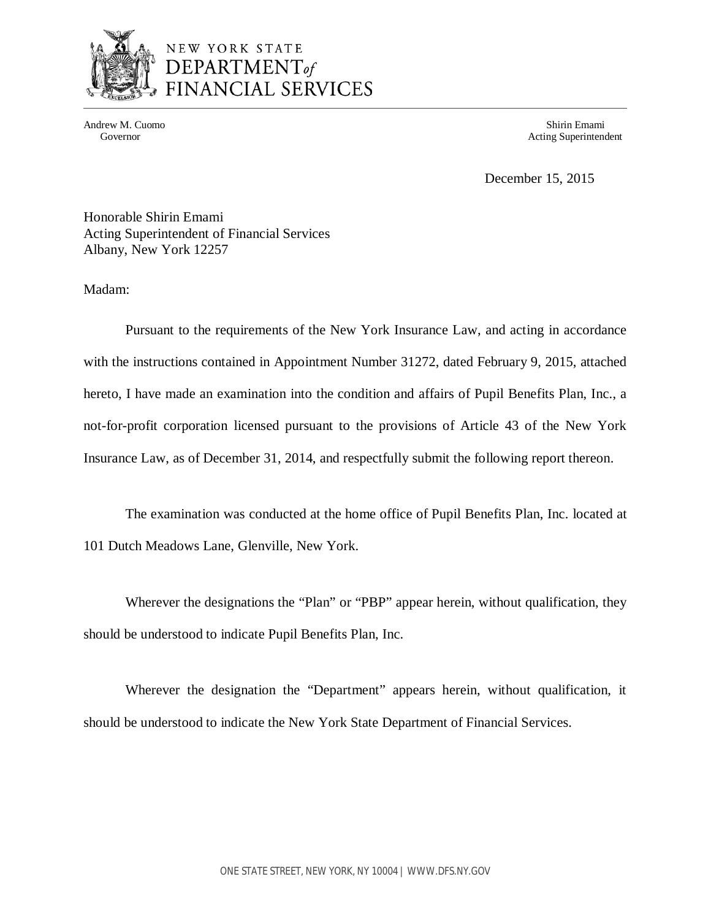NEW YORK STATE
DEPARTMENT *of*
FINANCIAL SERVICES

Andrew M. Cuomo
Governor

Shirin Emami
Acting Superintendent

December 15, 2015

Honorable Shirin Emami
Acting Superintendent of Financial Services
Albany, New York 12257

Madam:

Pursuant to the requirements of the New York Insurance Law, and acting in accordance with the instructions contained in Appointment Number 31272, dated February 9, 2015, attached hereto, I have made an examination into the condition and affairs of Pupil Benefits Plan, Inc., a not-for-profit corporation licensed pursuant to the provisions of Article 43 of the New York Insurance Law, as of December 31, 2014, and respectfully submit the following report thereon.

The examination was conducted at the home office of Pupil Benefits Plan, Inc. located at 101 Dutch Meadows Lane, Glenville, New York.

Wherever the designations the "Plan" or "PBP" appear herein, without qualification, they should be understood to indicate Pupil Benefits Plan, Inc.

Wherever the designation the "Department" appears herein, without qualification, it should be understood to indicate the New York State Department of Financial Services.

ONE STATE STREET, NEW YORK, NY 10004 | WWW.DFS.NY.GOV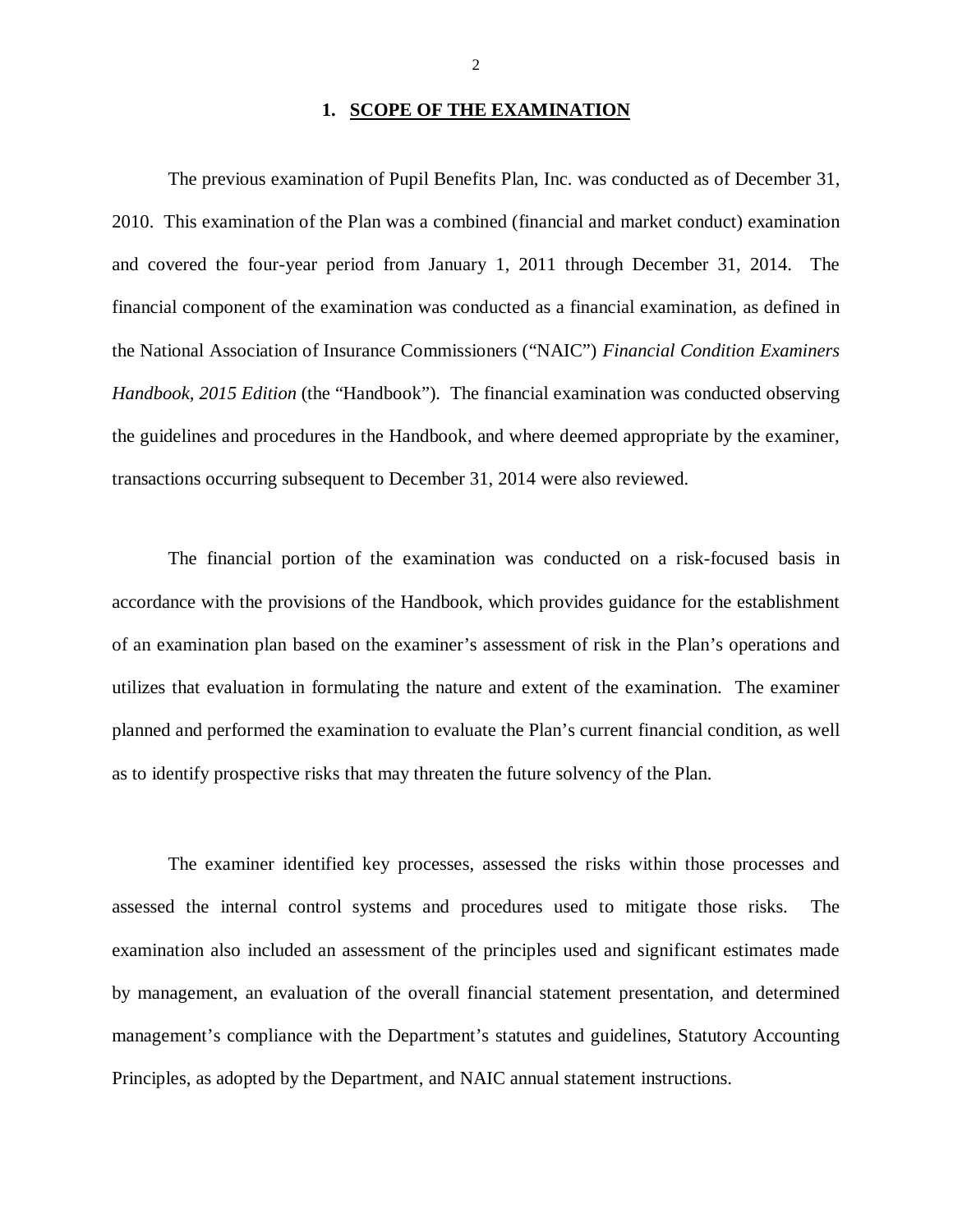## 1. SCOPE OF THE EXAMINATION

The previous examination of Pupil Benefits Plan, Inc. was conducted as of December 31, 2010. This examination of the Plan was a combined (financial and market conduct) examination and covered the four-year period from January 1, 2011 through December 31, 2014. The financial component of the examination was conducted as a financial examination, as defined in the National Association of Insurance Commissioners ("NAIC") *Financial Condition Examiners Handbook, 2015 Edition* (the "Handbook"). The financial examination was conducted observing the guidelines and procedures in the Handbook, and where deemed appropriate by the examiner, transactions occurring subsequent to December 31, 2014 were also reviewed.

The financial portion of the examination was conducted on a risk-focused basis in accordance with the provisions of the Handbook, which provides guidance for the establishment of an examination plan based on the examiner's assessment of risk in the Plan's operations and utilizes that evaluation in formulating the nature and extent of the examination. The examiner planned and performed the examination to evaluate the Plan's current financial condition, as well as to identify prospective risks that may threaten the future solvency of the Plan.

The examiner identified key processes, assessed the risks within those processes and assessed the internal control systems and procedures used to mitigate those risks. The examination also included an assessment of the principles used and significant estimates made by management, an evaluation of the overall financial statement presentation, and determined management's compliance with the Department's statutes and guidelines, Statutory Accounting Principles, as adopted by the Department, and NAIC annual statement instructions.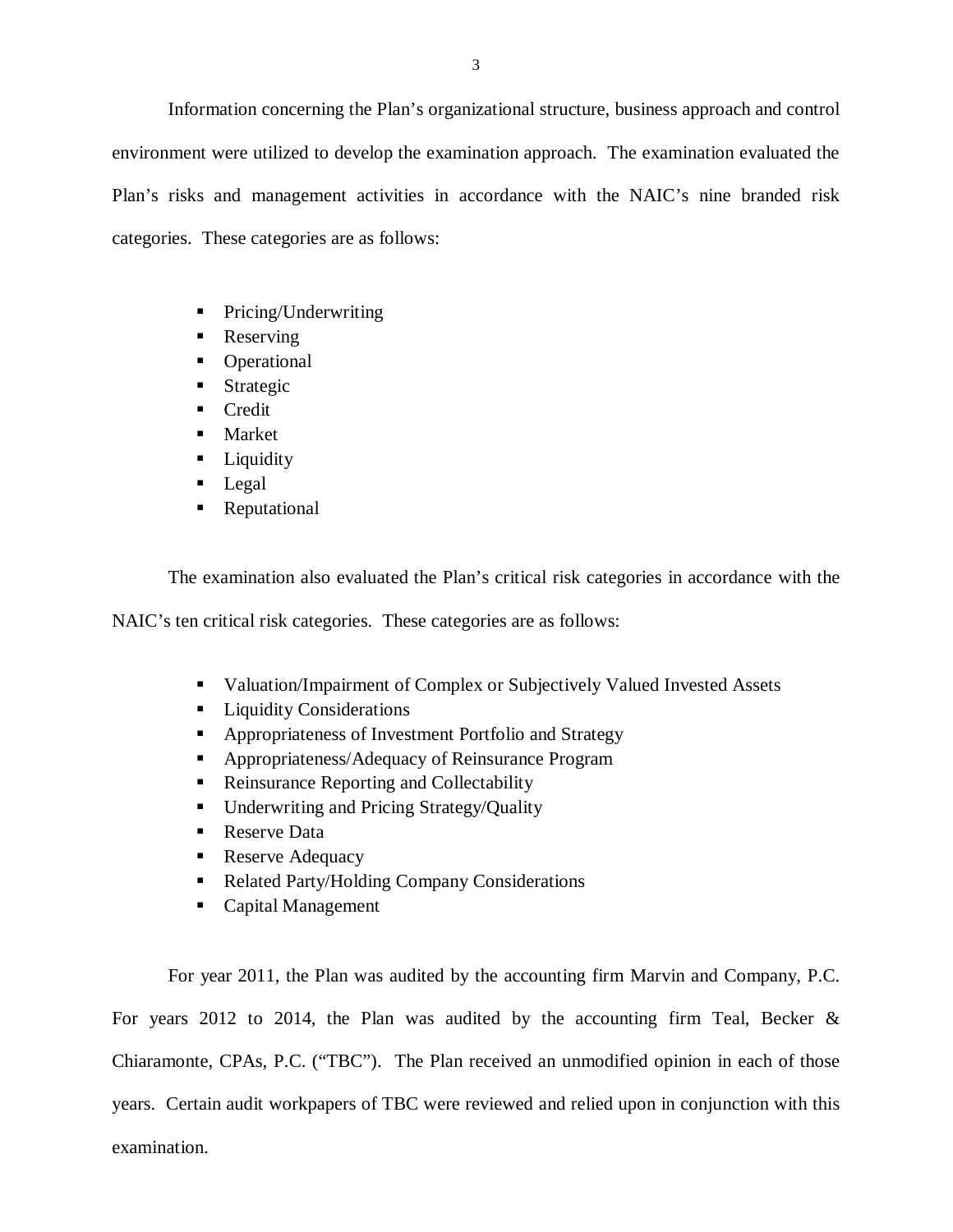Information concerning the Plan's organizational structure, business approach and control environment were utilized to develop the examination approach. The examination evaluated the Plan's risks and management activities in accordance with the NAIC's nine branded risk categories. These categories are as follows:

- Pricing/Underwriting
- Reserving
- Operational
- Strategic
- Credit
- Market
- Liquidity
- Legal
- Reputational

The examination also evaluated the Plan's critical risk categories in accordance with the NAIC's ten critical risk categories. These categories are as follows:

- Valuation/Impairment of Complex or Subjectively Valued Invested Assets
- Liquidity Considerations
- Appropriateness of Investment Portfolio and Strategy
- Appropriateness/Adequacy of Reinsurance Program
- Reinsurance Reporting and Collectability
- Underwriting and Pricing Strategy/Quality
- Reserve Data
- Reserve Adequacy
- Related Party/Holding Company Considerations
- Capital Management

For year 2011, the Plan was audited by the accounting firm Marvin and Company, P.C. For years 2012 to 2014, the Plan was audited by the accounting firm Teal, Becker & Chiaramonte, CPAs, P.C. ("TBC"). The Plan received an unmodified opinion in each of those years. Certain audit workpapers of TBC were reviewed and relied upon in conjunction with this examination.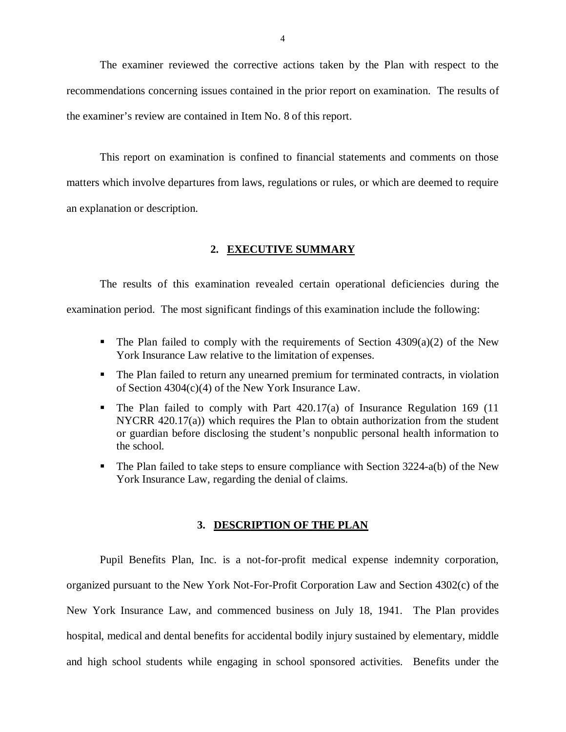The examiner reviewed the corrective actions taken by the Plan with respect to the recommendations concerning issues contained in the prior report on examination. The results of the examiner's review are contained in Item No. 8 of this report.

This report on examination is confined to financial statements and comments on those matters which involve departures from laws, regulations or rules, or which are deemed to require an explanation or description.

## 2. EXECUTIVE SUMMARY

The results of this examination revealed certain operational deficiencies during the examination period. The most significant findings of this examination include the following:

- The Plan failed to comply with the requirements of Section 4309(a)(2) of the New York Insurance Law relative to the limitation of expenses.
- The Plan failed to return any unearned premium for terminated contracts, in violation of Section 4304(c)(4) of the New York Insurance Law.
- The Plan failed to comply with Part 420.17(a) of Insurance Regulation 169 (11 NYCRR 420.17(a)) which requires the Plan to obtain authorization from the student or guardian before disclosing the student's nonpublic personal health information to the school.
- The Plan failed to take steps to ensure compliance with Section 3224-a(b) of the New York Insurance Law, regarding the denial of claims.

## 3. DESCRIPTION OF THE PLAN

Pupil Benefits Plan, Inc. is a not-for-profit medical expense indemnity corporation, organized pursuant to the New York Not-For-Profit Corporation Law and Section 4302(c) of the New York Insurance Law, and commenced business on July 18, 1941. The Plan provides hospital, medical and dental benefits for accidental bodily injury sustained by elementary, middle and high school students while engaging in school sponsored activities. Benefits under the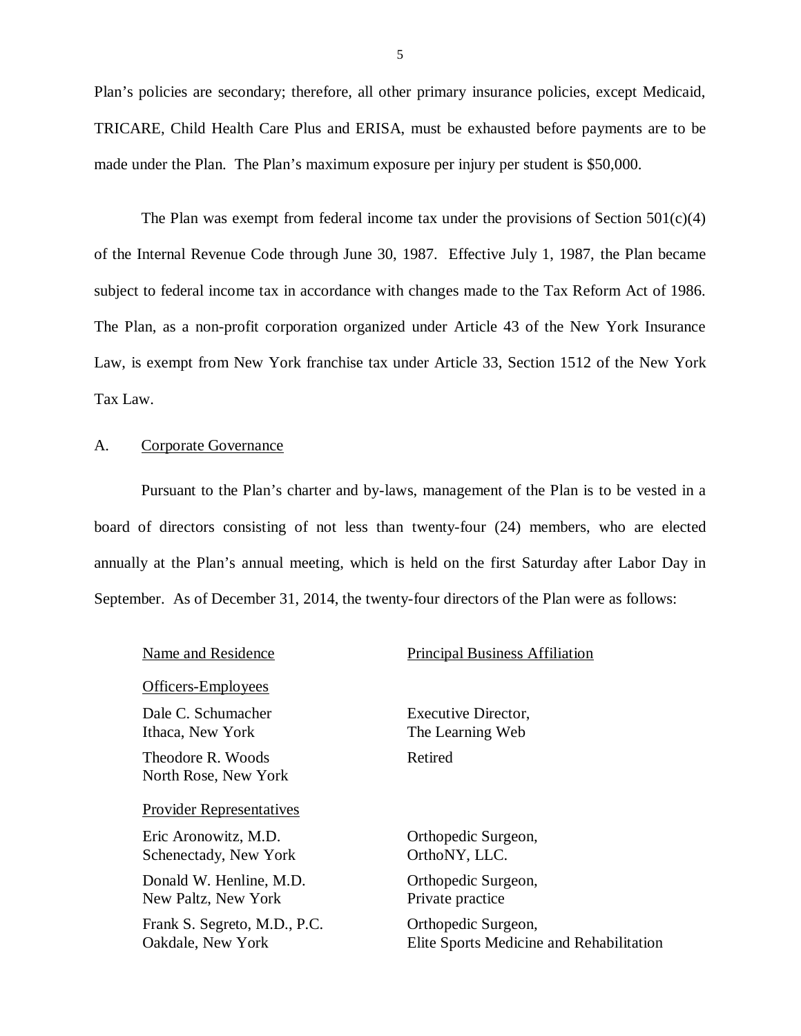Plan's policies are secondary; therefore, all other primary insurance policies, except Medicaid, TRICARE, Child Health Care Plus and ERISA, must be exhausted before payments are to be made under the Plan. The Plan's maximum exposure per injury per student is $50,000.

The Plan was exempt from federal income tax under the provisions of Section 501(c)(4) of the Internal Revenue Code through June 30, 1987. Effective July 1, 1987, the Plan became subject to federal income tax in accordance with changes made to the Tax Reform Act of 1986. The Plan, as a non-profit corporation organized under Article 43 of the New York Insurance Law, is exempt from New York franchise tax under Article 33, Section 1512 of the New York Tax Law.

## A. Corporate Governance

Pursuant to the Plan's charter and by-laws, management of the Plan is to be vested in a board of directors consisting of not less than twenty-four (24) members, who are elected annually at the Plan's annual meeting, which is held on the first Saturday after Labor Day in September. As of December 31, 2014, the twenty-four directors of the Plan were as follows:

| Name and Residence | Principal Business Affiliation |
|---|---|
| *Officers-Employees* | |
| Dale C. Schumacher<br>Ithaca, New York | Executive Director,<br>The Learning Web |
| Theodore R. Woods<br>North Rose, New York | Retired |
| *Provider Representatives* | |
| Eric Aronowitz, M.D.<br>Schenectady, New York | Orthopedic Surgeon,<br>OrthoNY, LLC. |
| Donald W. Henline, M.D.<br>New Paltz, New York | Orthopedic Surgeon,<br>Private practice |
| Frank S. Segreto, M.D., P.C.<br>Oakdale, New York | Orthopedic Surgeon,<br>Elite Sports Medicine and Rehabilitation |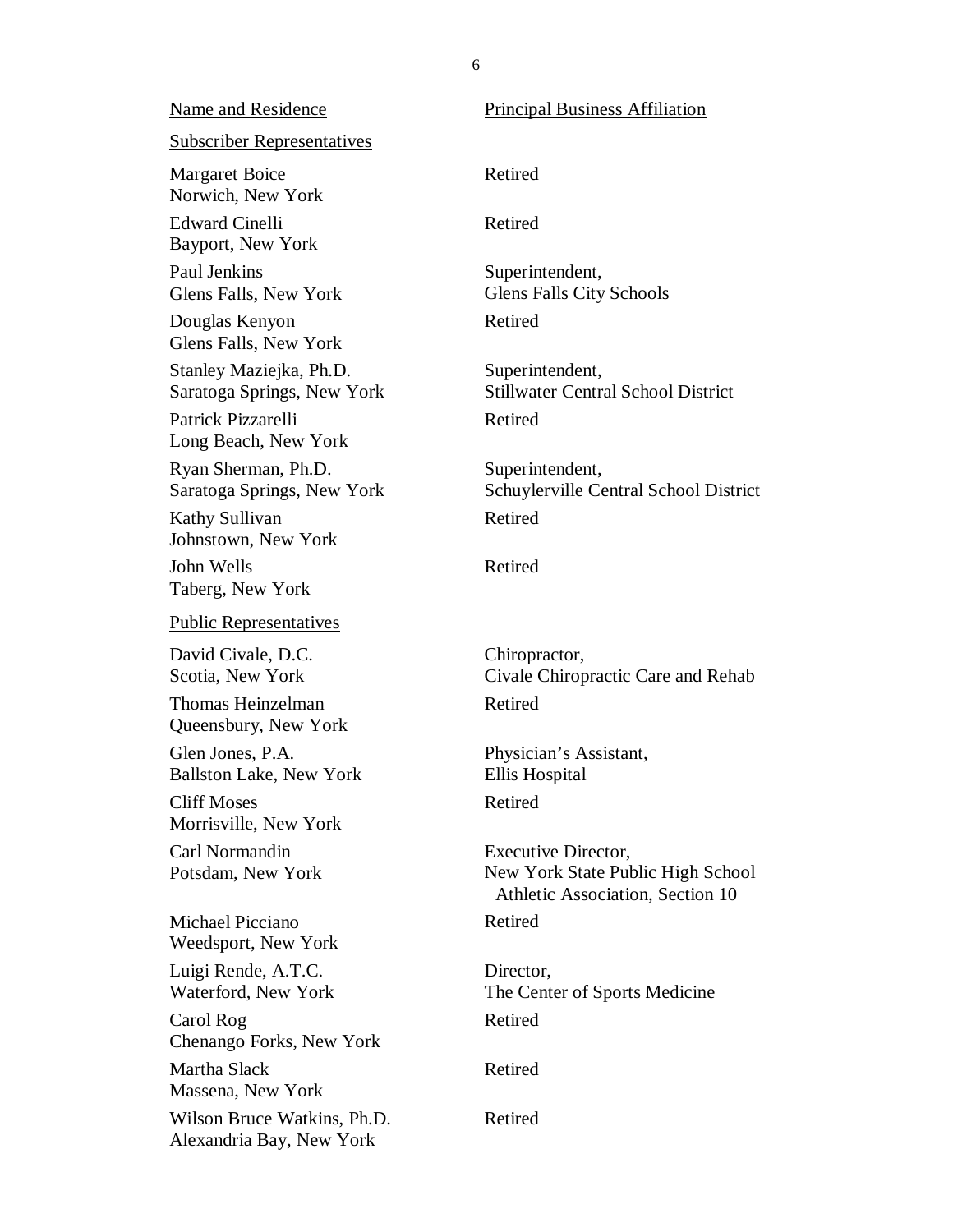| Name and Residence | Principal Business Affiliation |
|---|---|
| **Subscriber Representatives** | |
| Margaret Boice<br>Norwich, New York | Retired |
| Edward Cinelli<br>Bayport, New York | Retired |
| Paul Jenkins<br>Glens Falls, New York | Superintendent,<br>Glens Falls City Schools |
| Douglas Kenyon<br>Glens Falls, New York | Retired |
| Stanley Maziejka, Ph.D.<br>Saratoga Springs, New York | Superintendent,<br>Stillwater Central School District |
| Patrick Pizzarelli<br>Long Beach, New York | Retired |
| Ryan Sherman, Ph.D.<br>Saratoga Springs, New York | Superintendent,<br>Schuylerville Central School District |
| Kathy Sullivan<br>Johnstown, New York | Retired |
| John Wells<br>Taberg, New York | Retired |
| **Public Representatives** | |
| David Civale, D.C.<br>Scotia, New York | Chiropractor,<br>Civale Chiropractic Care and Rehab |
| Thomas Heinzelman<br>Queensbury, New York | Retired |
| Glen Jones, P.A.<br>Ballston Lake, New York | Physician's Assistant,<br>Ellis Hospital |
| Cliff Moses<br>Morrisville, New York | Retired |
| Carl Normandin<br>Potsdam, New York | Executive Director,<br>New York State Public High School Athletic Association, Section 10 |
| Michael Picciano<br>Weedsport, New York | Retired |
| Luigi Rende, A.T.C.<br>Waterford, New York | Director,<br>The Center of Sports Medicine |
| Carol Rog<br>Chenango Forks, New York | Retired |
| Martha Slack<br>Massena, New York | Retired |
| Wilson Bruce Watkins, Ph.D.<br>Alexandria Bay, New York | Retired |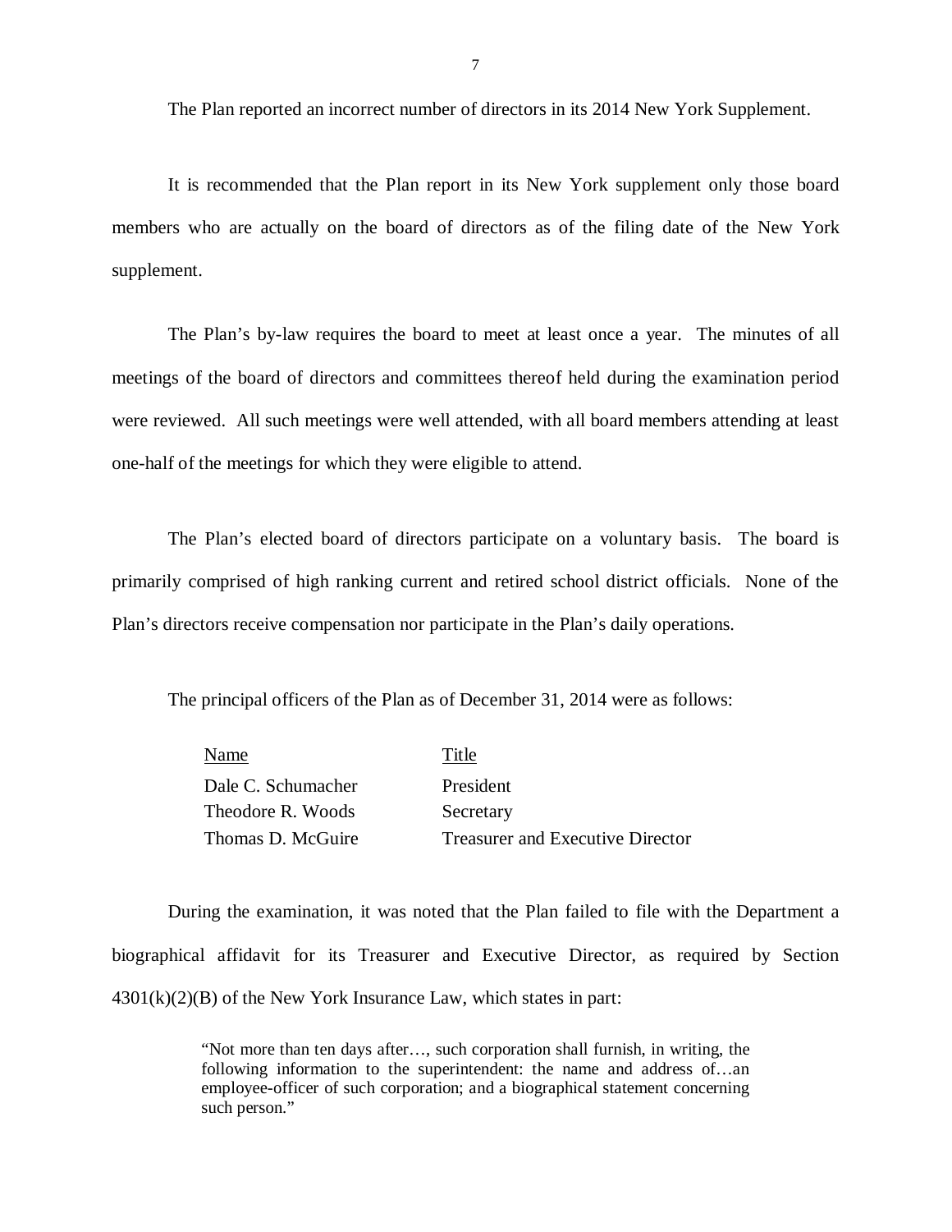The Plan reported an incorrect number of directors in its 2014 New York Supplement.

It is recommended that the Plan report in its New York supplement only those board members who are actually on the board of directors as of the filing date of the New York supplement.

The Plan's by-law requires the board to meet at least once a year. The minutes of all meetings of the board of directors and committees thereof held during the examination period were reviewed. All such meetings were well attended, with all board members attending at least one-half of the meetings for which they were eligible to attend.

The Plan's elected board of directors participate on a voluntary basis. The board is primarily comprised of high ranking current and retired school district officials. None of the Plan's directors receive compensation nor participate in the Plan's daily operations.

The principal officers of the Plan as of December 31, 2014 were as follows:

| Name | Title |
|---|---|
| Dale C. Schumacher | President |
| Theodore R. Woods | Secretary |
| Thomas D. McGuire | Treasurer and Executive Director |

During the examination, it was noted that the Plan failed to file with the Department a biographical affidavit for its Treasurer and Executive Director, as required by Section 4301(k)(2)(B) of the New York Insurance Law, which states in part:

> "Not more than ten days after…, such corporation shall furnish, in writing, the following information to the superintendent: the name and address of…an employee-officer of such corporation; and a biographical statement concerning such person."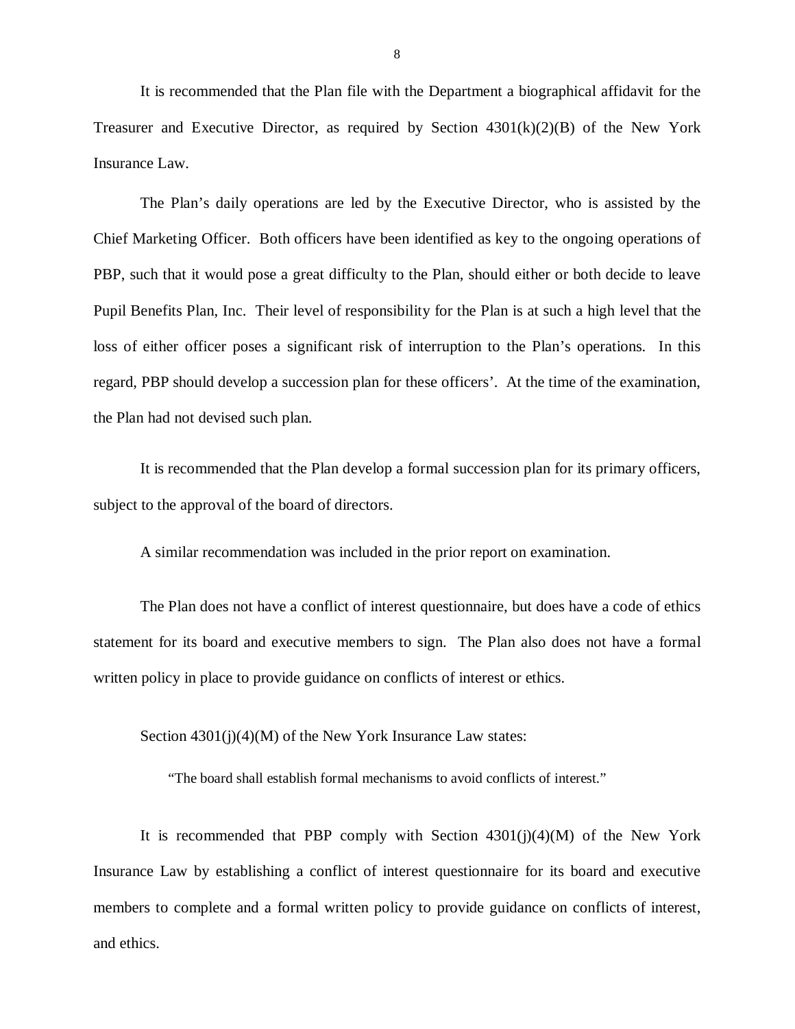It is recommended that the Plan file with the Department a biographical affidavit for the Treasurer and Executive Director, as required by Section 4301(k)(2)(B) of the New York Insurance Law.

The Plan's daily operations are led by the Executive Director, who is assisted by the Chief Marketing Officer. Both officers have been identified as key to the ongoing operations of PBP, such that it would pose a great difficulty to the Plan, should either or both decide to leave Pupil Benefits Plan, Inc. Their level of responsibility for the Plan is at such a high level that the loss of either officer poses a significant risk of interruption to the Plan's operations. In this regard, PBP should develop a succession plan for these officers'. At the time of the examination, the Plan had not devised such plan.

It is recommended that the Plan develop a formal succession plan for its primary officers, subject to the approval of the board of directors.

A similar recommendation was included in the prior report on examination.

The Plan does not have a conflict of interest questionnaire, but does have a code of ethics statement for its board and executive members to sign. The Plan also does not have a formal written policy in place to provide guidance on conflicts of interest or ethics.

Section 4301(j)(4)(M) of the New York Insurance Law states:

> "The board shall establish formal mechanisms to avoid conflicts of interest."

It is recommended that PBP comply with Section 4301(j)(4)(M) of the New York Insurance Law by establishing a conflict of interest questionnaire for its board and executive members to complete and a formal written policy to provide guidance on conflicts of interest, and ethics.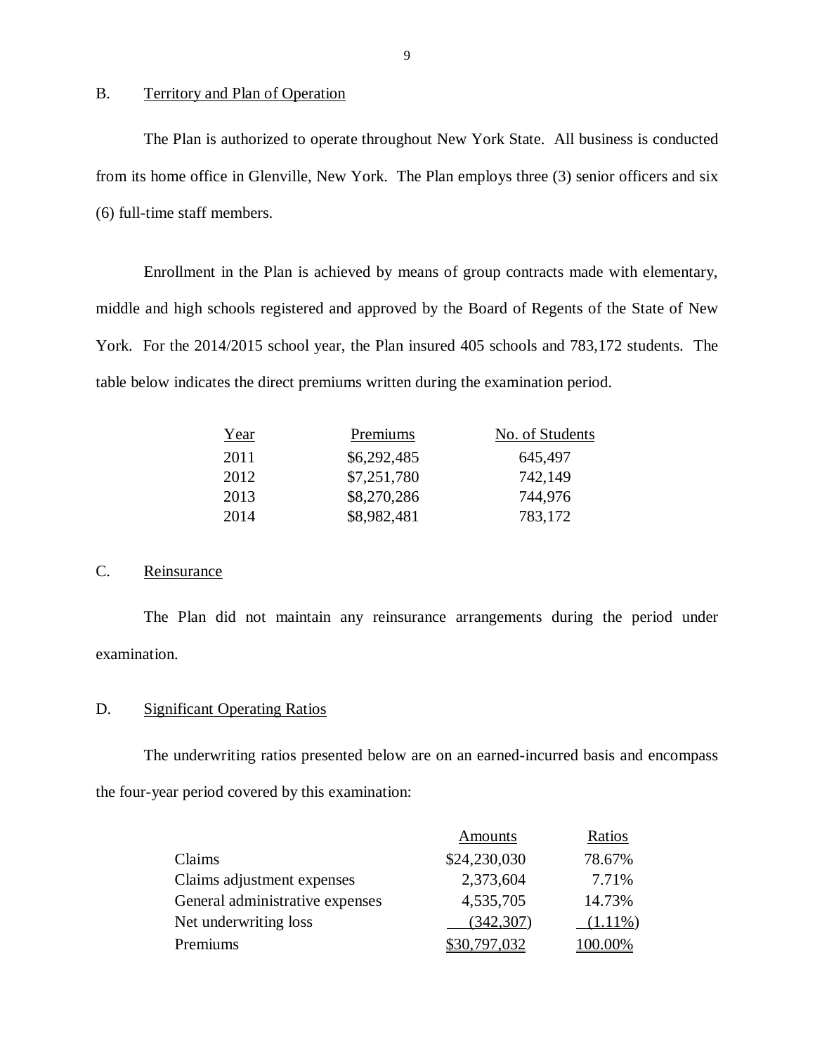## B. Territory and Plan of Operation

The Plan is authorized to operate throughout New York State. All business is conducted from its home office in Glenville, New York. The Plan employs three (3) senior officers and six (6) full-time staff members.

Enrollment in the Plan is achieved by means of group contracts made with elementary, middle and high schools registered and approved by the Board of Regents of the State of New York. For the 2014/2015 school year, the Plan insured 405 schools and 783,172 students. The table below indicates the direct premiums written during the examination period.

| Year | Premiums | No. of Students |
|---|---|---|
| 2011 | $6,292,485 | 645,497 |
| 2012 | $7,251,780 | 742,149 |
| 2013 | $8,270,286 | 744,976 |
| 2014 | $8,982,481 | 783,172 |

## C. Reinsurance

The Plan did not maintain any reinsurance arrangements during the period under examination.

## D. Significant Operating Ratios

The underwriting ratios presented below are on an earned-incurred basis and encompass the four-year period covered by this examination:

| | Amounts | Ratios |
|---|---|---|
| Claims | $24,230,030 | 78.67% |
| Claims adjustment expenses | 2,373,604 | 7.71% |
| General administrative expenses | 4,535,705 | 14.73% |
| Net underwriting loss | (342,307) | (1.11%) |
| Premiums | $30,797,032 | 100.00% |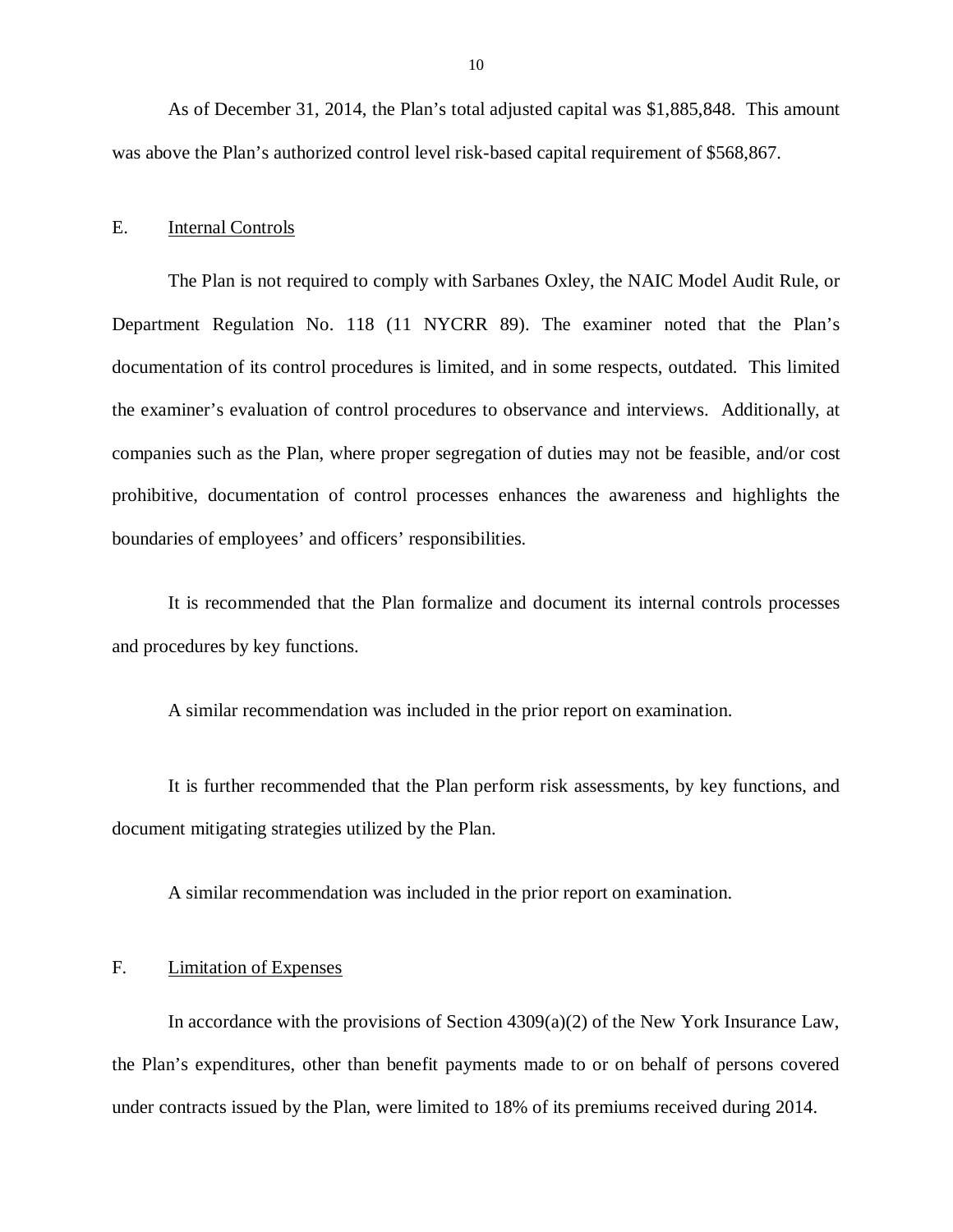As of December 31, 2014, the Plan's total adjusted capital was $1,885,848. This amount was above the Plan's authorized control level risk-based capital requirement of $568,867.

## E. Internal Controls

The Plan is not required to comply with Sarbanes Oxley, the NAIC Model Audit Rule, or Department Regulation No. 118 (11 NYCRR 89). The examiner noted that the Plan's documentation of its control procedures is limited, and in some respects, outdated. This limited the examiner's evaluation of control procedures to observance and interviews. Additionally, at companies such as the Plan, where proper segregation of duties may not be feasible, and/or cost prohibitive, documentation of control processes enhances the awareness and highlights the boundaries of employees' and officers' responsibilities.

It is recommended that the Plan formalize and document its internal controls processes and procedures by key functions.

A similar recommendation was included in the prior report on examination.

It is further recommended that the Plan perform risk assessments, by key functions, and document mitigating strategies utilized by the Plan.

A similar recommendation was included in the prior report on examination.

## F. Limitation of Expenses

In accordance with the provisions of Section 4309(a)(2) of the New York Insurance Law, the Plan's expenditures, other than benefit payments made to or on behalf of persons covered under contracts issued by the Plan, were limited to 18% of its premiums received during 2014.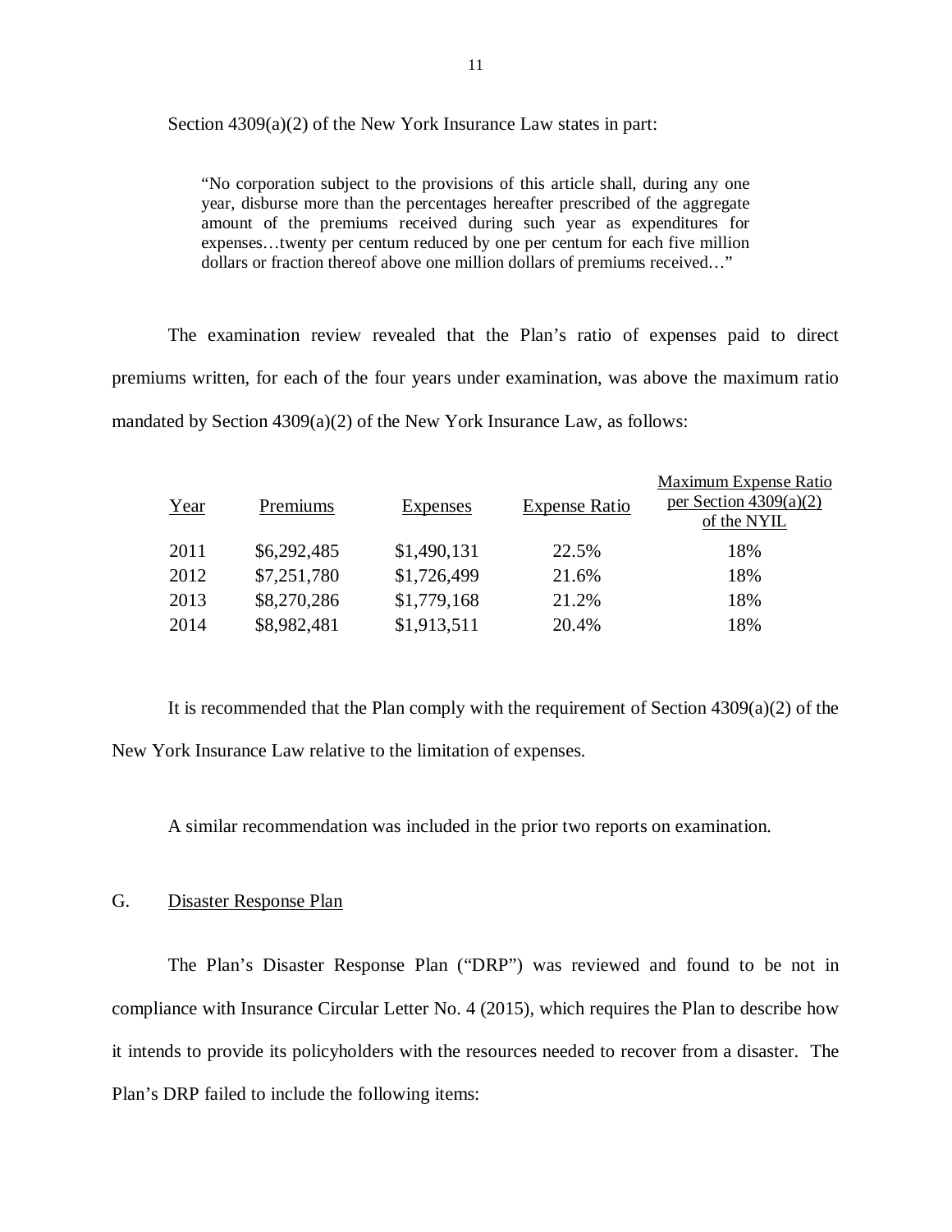Section 4309(a)(2) of the New York Insurance Law states in part:

> "No corporation subject to the provisions of this article shall, during any one year, disburse more than the percentages hereafter prescribed of the aggregate amount of the premiums received during such year as expenditures for expenses…twenty per centum reduced by one per centum for each five million dollars or fraction thereof above one million dollars of premiums received…"

The examination review revealed that the Plan's ratio of expenses paid to direct premiums written, for each of the four years under examination, was above the maximum ratio mandated by Section 4309(a)(2) of the New York Insurance Law, as follows:

| Year | Premiums | Expenses | Expense Ratio | Maximum Expense Ratio per Section 4309(a)(2) of the NYIL |
|---|---|---|---|---|
| 2011 | $6,292,485 | $1,490,131 | 22.5% | 18% |
| 2012 | $7,251,780 | $1,726,499 | 21.6% | 18% |
| 2013 | $8,270,286 | $1,779,168 | 21.2% | 18% |
| 2014 | $8,982,481 | $1,913,511 | 20.4% | 18% |

It is recommended that the Plan comply with the requirement of Section 4309(a)(2) of the New York Insurance Law relative to the limitation of expenses.

A similar recommendation was included in the prior two reports on examination.

## G. Disaster Response Plan

The Plan's Disaster Response Plan ("DRP") was reviewed and found to be not in compliance with Insurance Circular Letter No. 4 (2015), which requires the Plan to describe how it intends to provide its policyholders with the resources needed to recover from a disaster. The Plan's DRP failed to include the following items: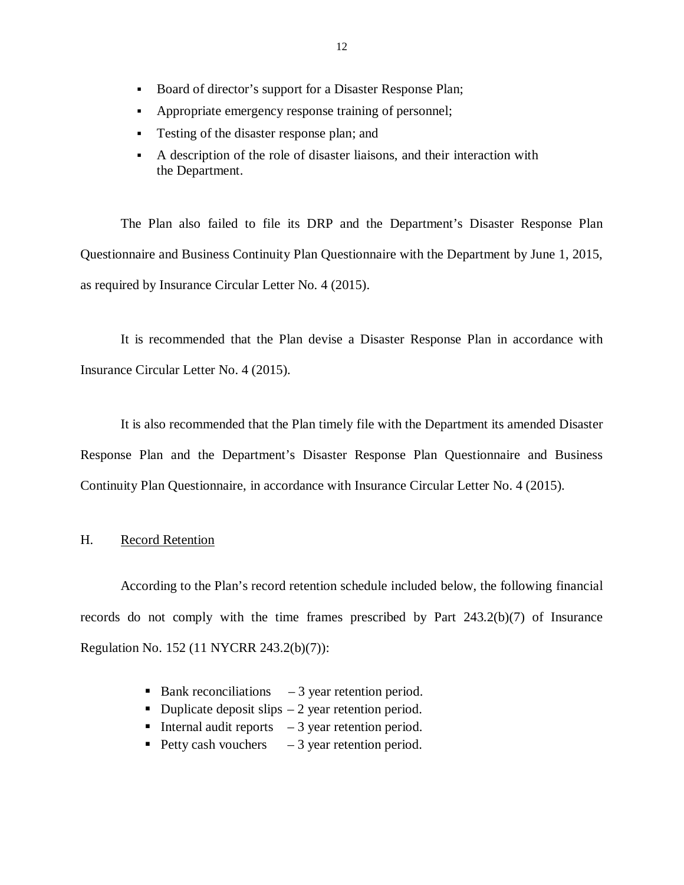- Board of director's support for a Disaster Response Plan;
- Appropriate emergency response training of personnel;
- Testing of the disaster response plan; and
- A description of the role of disaster liaisons, and their interaction with the Department.

The Plan also failed to file its DRP and the Department's Disaster Response Plan Questionnaire and Business Continuity Plan Questionnaire with the Department by June 1, 2015, as required by Insurance Circular Letter No. 4 (2015).

It is recommended that the Plan devise a Disaster Response Plan in accordance with Insurance Circular Letter No. 4 (2015).

It is also recommended that the Plan timely file with the Department its amended Disaster Response Plan and the Department's Disaster Response Plan Questionnaire and Business Continuity Plan Questionnaire, in accordance with Insurance Circular Letter No. 4 (2015).

## H. Record Retention

According to the Plan's record retention schedule included below, the following financial records do not comply with the time frames prescribed by Part 243.2(b)(7) of Insurance Regulation No. 152 (11 NYCRR 243.2(b)(7)):

- Bank reconciliations – 3 year retention period.
- Duplicate deposit slips – 2 year retention period.
- Internal audit reports – 3 year retention period.
- Petty cash vouchers – 3 year retention period.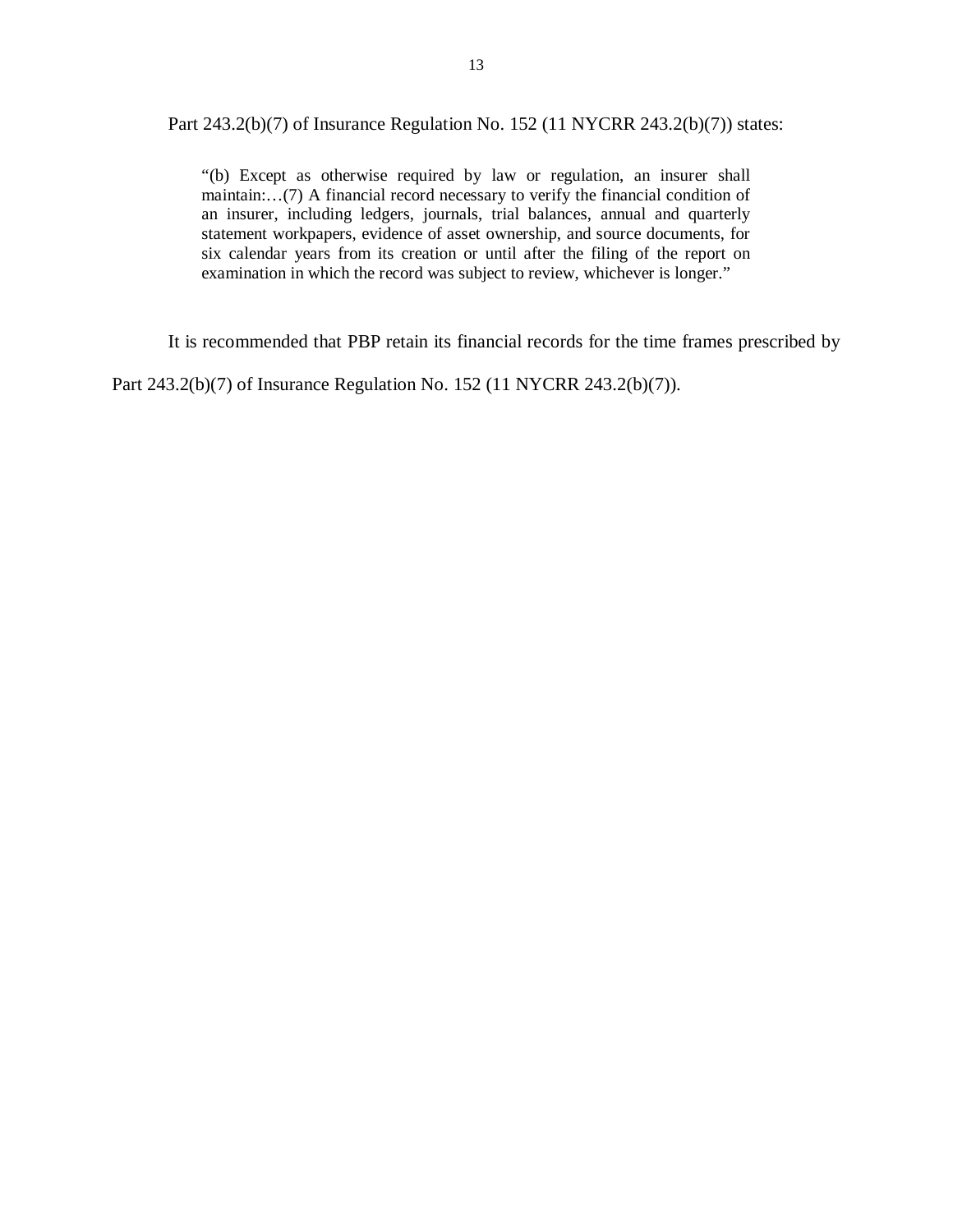Part 243.2(b)(7) of Insurance Regulation No. 152 (11 NYCRR 243.2(b)(7)) states:

> "(b) Except as otherwise required by law or regulation, an insurer shall maintain:…(7) A financial record necessary to verify the financial condition of an insurer, including ledgers, journals, trial balances, annual and quarterly statement workpapers, evidence of asset ownership, and source documents, for six calendar years from its creation or until after the filing of the report on examination in which the record was subject to review, whichever is longer."

It is recommended that PBP retain its financial records for the time frames prescribed by Part 243.2(b)(7) of Insurance Regulation No. 152 (11 NYCRR 243.2(b)(7)).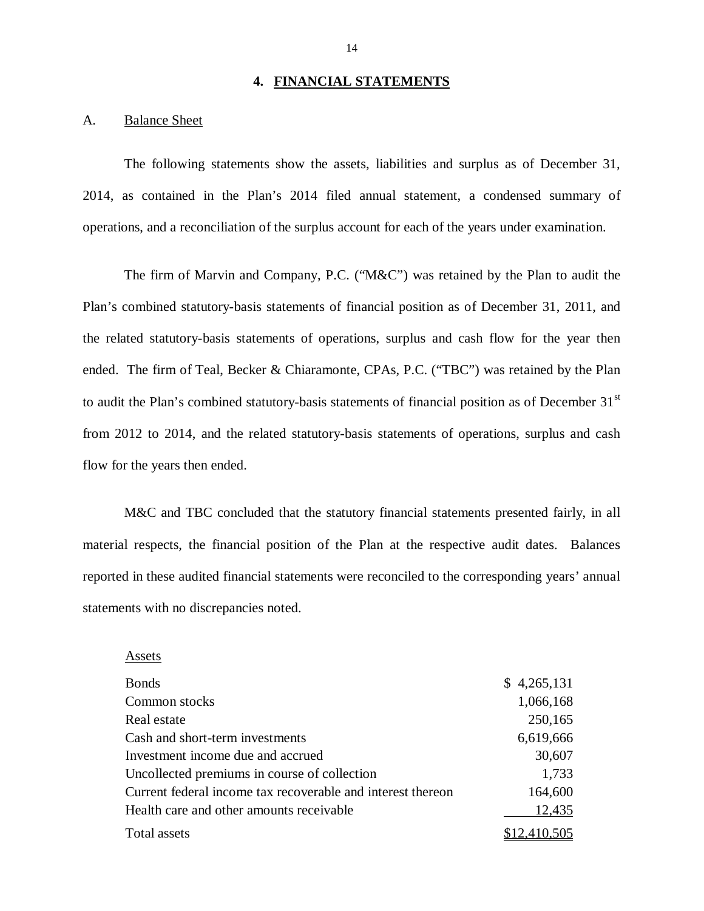## 4. FINANCIAL STATEMENTS

### A. Balance Sheet

The following statements show the assets, liabilities and surplus as of December 31, 2014, as contained in the Plan's 2014 filed annual statement, a condensed summary of operations, and a reconciliation of the surplus account for each of the years under examination.

The firm of Marvin and Company, P.C. ("M&C") was retained by the Plan to audit the Plan's combined statutory-basis statements of financial position as of December 31, 2011, and the related statutory-basis statements of operations, surplus and cash flow for the year then ended. The firm of Teal, Becker & Chiaramonte, CPAs, P.C. ("TBC") was retained by the Plan to audit the Plan's combined statutory-basis statements of financial position as of December 31st from 2012 to 2014, and the related statutory-basis statements of operations, surplus and cash flow for the years then ended.

M&C and TBC concluded that the statutory financial statements presented fairly, in all material respects, the financial position of the Plan at the respective audit dates. Balances reported in these audited financial statements were reconciled to the corresponding years' annual statements with no discrepancies noted.

| Assets | |
|---|---|
| Bonds | $ 4,265,131 |
| Common stocks | 1,066,168 |
| Real estate | 250,165 |
| Cash and short-term investments | 6,619,666 |
| Investment income due and accrued | 30,607 |
| Uncollected premiums in course of collection | 1,733 |
| Current federal income tax recoverable and interest thereon | 164,600 |
| Health care and other amounts receivable | 12,435 |
| Total assets | $12,410,505 |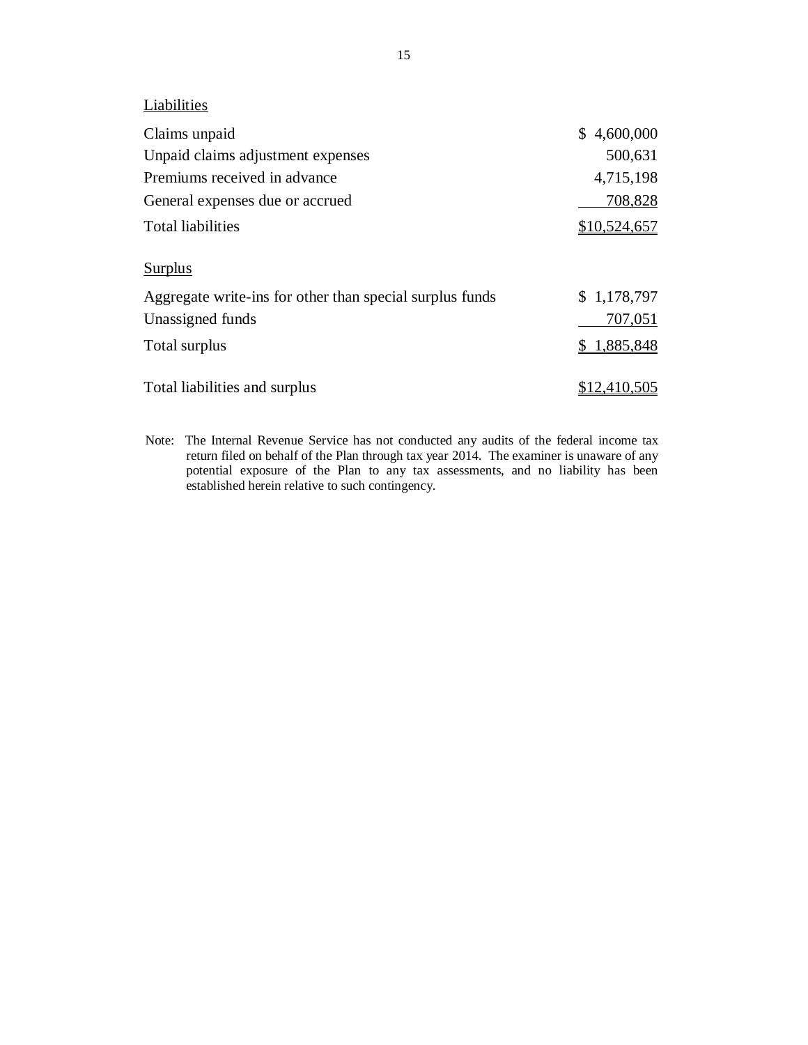Liabilities

| | |
|---|---|
| Claims unpaid | $ 4,600,000 |
| Unpaid claims adjustment expenses | 500,631 |
| Premiums received in advance | 4,715,198 |
| General expenses due or accrued | 708,828 |
| Total liabilities | $10,524,657 |

Surplus

| | |
|---|---|
| Aggregate write-ins for other than special surplus funds | $ 1,178,797 |
| Unassigned funds | 707,051 |
| Total surplus | $ 1,885,848 |
| | |
| Total liabilities and surplus | $12,410,505 |

Note: The Internal Revenue Service has not conducted any audits of the federal income tax return filed on behalf of the Plan through tax year 2014. The examiner is unaware of any potential exposure of the Plan to any tax assessments, and no liability has been established herein relative to such contingency.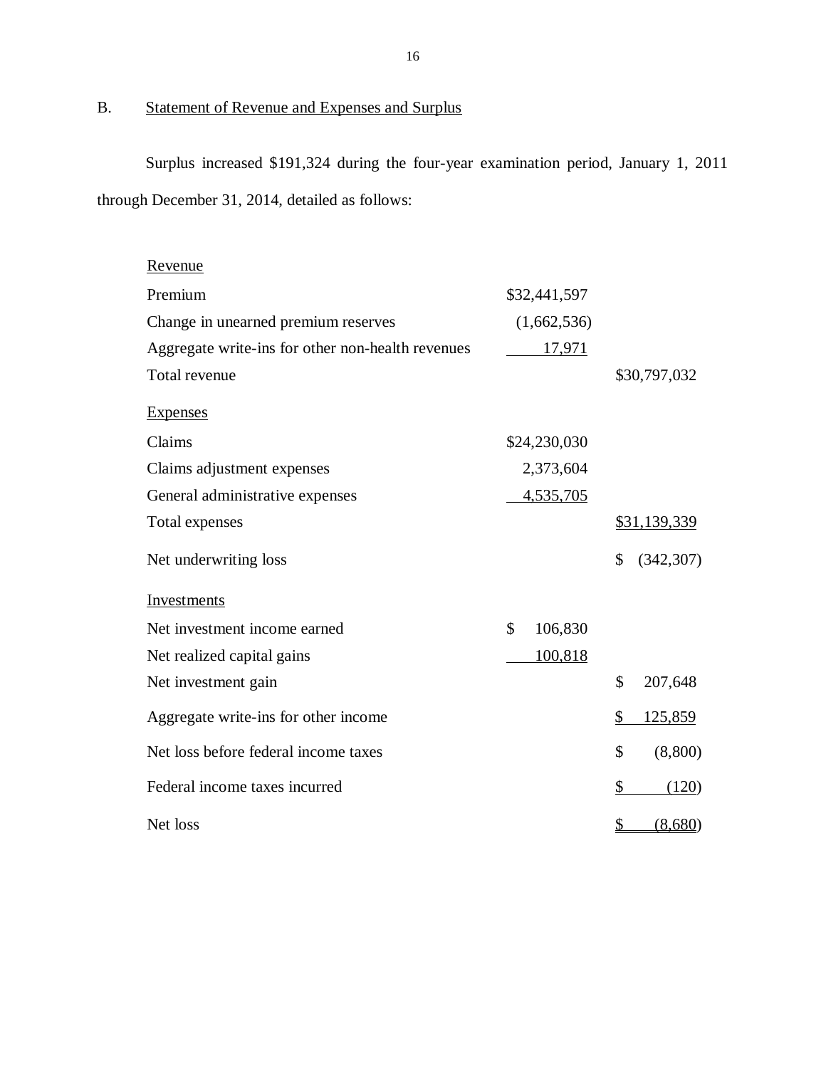## B. Statement of Revenue and Expenses and Surplus

Surplus increased $191,324 during the four-year examination period, January 1, 2011 through December 31, 2014, detailed as follows:

| | | |
|---|---|---|
| Revenue | | |
| Premium | $32,441,597 | |
| Change in unearned premium reserves | (1,662,536) | |
| Aggregate write-ins for other non-health revenues | 17,971 | |
| Total revenue | | $30,797,032 |
| Expenses | | |
| Claims | $24,230,030 | |
| Claims adjustment expenses | 2,373,604 | |
| General administrative expenses | 4,535,705 | |
| Total expenses | | $31,139,339 |
| Net underwriting loss | | $ (342,307) |
| Investments | | |
| Net investment income earned | $ 106,830 | |
| Net realized capital gains | 100,818 | |
| Net investment gain | | $ 207,648 |
| Aggregate write-ins for other income | | $ 125,859 |
| Net loss before federal income taxes | | $ (8,800) |
| Federal income taxes incurred | | $ (120) |
| Net loss | | $ (8,680) |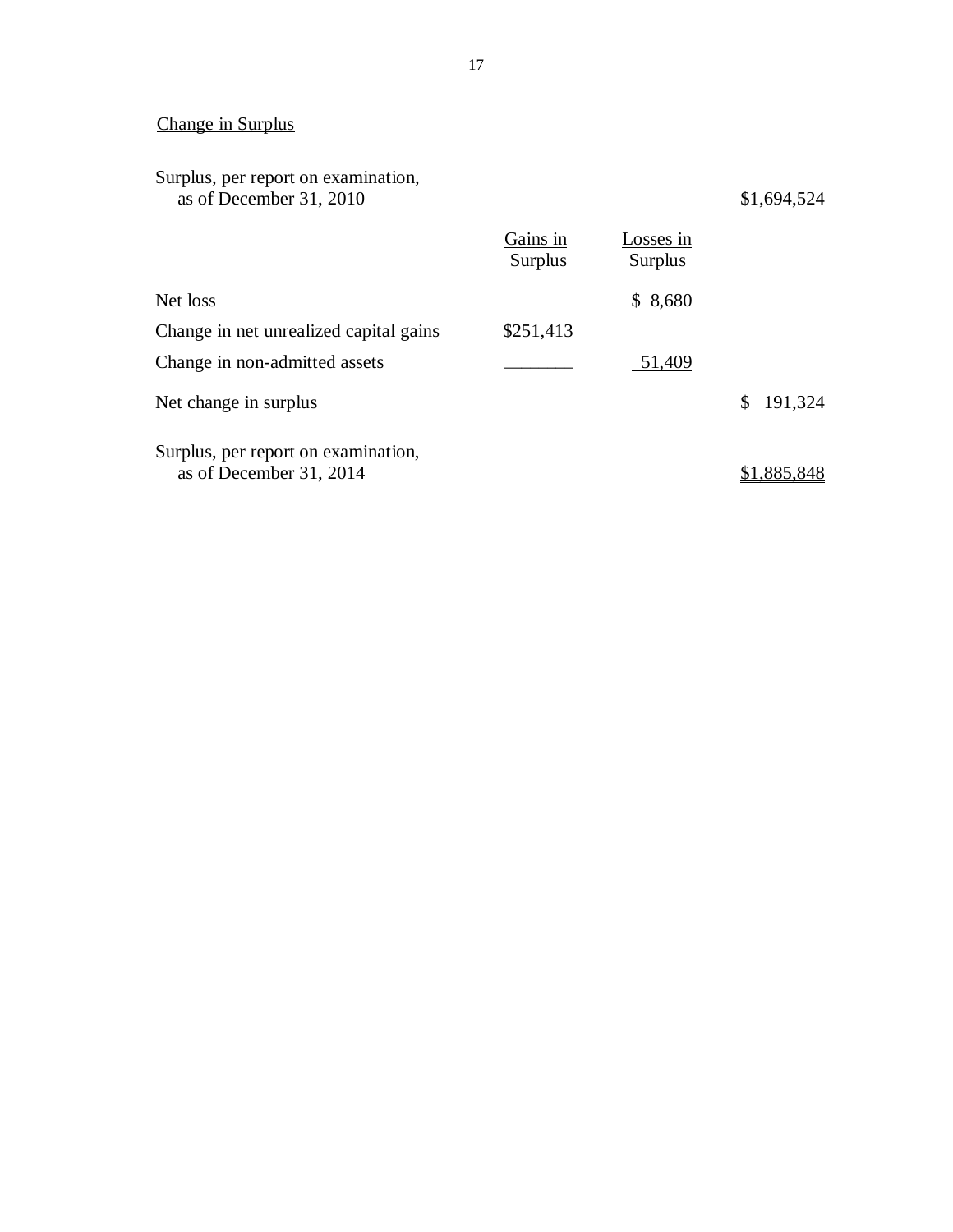## Change in Surplus

| | Gains in Surplus | Losses in Surplus | |
|---|---|---|---|
| Surplus, per report on examination, as of December 31, 2010 | | | $1,694,524 |
| Net loss | | $ 8,680 | |
| Change in net unrealized capital gains | $251,413 | | |
| Change in non-admitted assets | _______ | 51,409 | |
| Net change in surplus | | | $ 191,324 |
| Surplus, per report on examination, as of December 31, 2014 | | | $1,885,848 |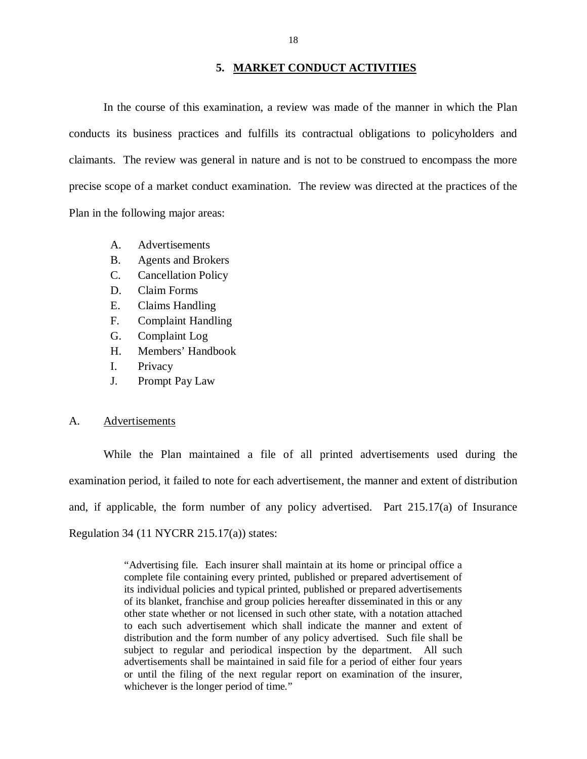## 5. MARKET CONDUCT ACTIVITIES

In the course of this examination, a review was made of the manner in which the Plan conducts its business practices and fulfills its contractual obligations to policyholders and claimants. The review was general in nature and is not to be construed to encompass the more precise scope of a market conduct examination. The review was directed at the practices of the Plan in the following major areas:

- A. Advertisements
- B. Agents and Brokers
- C. Cancellation Policy
- D. Claim Forms
- E. Claims Handling
- F. Complaint Handling
- G. Complaint Log
- H. Members' Handbook
- I. Privacy
- J. Prompt Pay Law

### A. Advertisements

While the Plan maintained a file of all printed advertisements used during the examination period, it failed to note for each advertisement, the manner and extent of distribution and, if applicable, the form number of any policy advertised. Part 215.17(a) of Insurance Regulation 34 (11 NYCRR 215.17(a)) states:

> "Advertising file. Each insurer shall maintain at its home or principal office a complete file containing every printed, published or prepared advertisement of its individual policies and typical printed, published or prepared advertisements of its blanket, franchise and group policies hereafter disseminated in this or any other state whether or not licensed in such other state, with a notation attached to each such advertisement which shall indicate the manner and extent of distribution and the form number of any policy advertised. Such file shall be subject to regular and periodical inspection by the department. All such advertisements shall be maintained in said file for a period of either four years or until the filing of the next regular report on examination of the insurer, whichever is the longer period of time."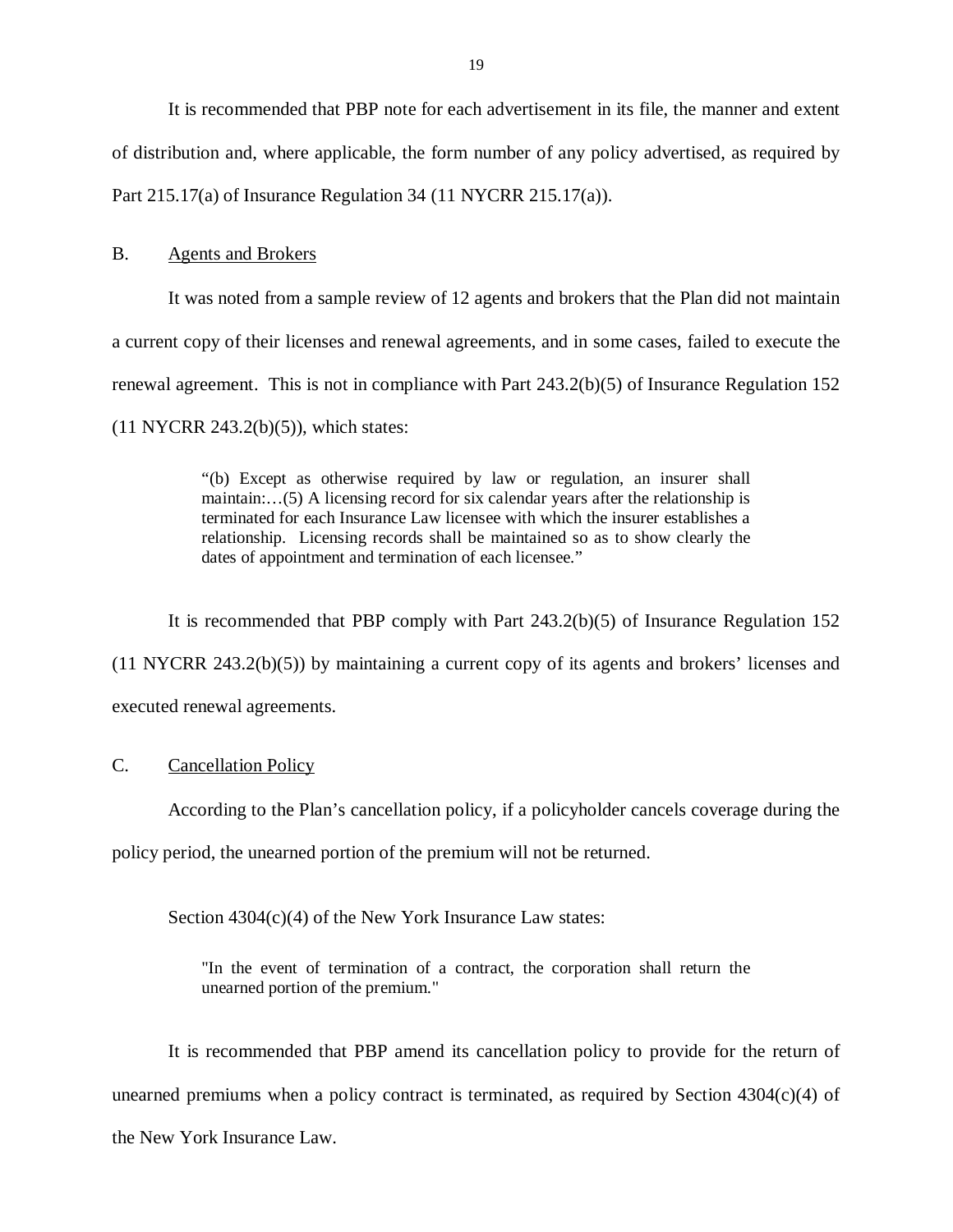It is recommended that PBP note for each advertisement in its file, the manner and extent of distribution and, where applicable, the form number of any policy advertised, as required by Part 215.17(a) of Insurance Regulation 34 (11 NYCRR 215.17(a)).

## B. Agents and Brokers

It was noted from a sample review of 12 agents and brokers that the Plan did not maintain a current copy of their licenses and renewal agreements, and in some cases, failed to execute the renewal agreement. This is not in compliance with Part 243.2(b)(5) of Insurance Regulation 152 (11 NYCRR 243.2(b)(5)), which states:

> "(b) Except as otherwise required by law or regulation, an insurer shall maintain:…(5) A licensing record for six calendar years after the relationship is terminated for each Insurance Law licensee with which the insurer establishes a relationship. Licensing records shall be maintained so as to show clearly the dates of appointment and termination of each licensee."

It is recommended that PBP comply with Part 243.2(b)(5) of Insurance Regulation 152 (11 NYCRR 243.2(b)(5)) by maintaining a current copy of its agents and brokers' licenses and executed renewal agreements.

## C. Cancellation Policy

According to the Plan's cancellation policy, if a policyholder cancels coverage during the policy period, the unearned portion of the premium will not be returned.

Section 4304(c)(4) of the New York Insurance Law states:

> "In the event of termination of a contract, the corporation shall return the unearned portion of the premium."

It is recommended that PBP amend its cancellation policy to provide for the return of unearned premiums when a policy contract is terminated, as required by Section 4304(c)(4) of the New York Insurance Law.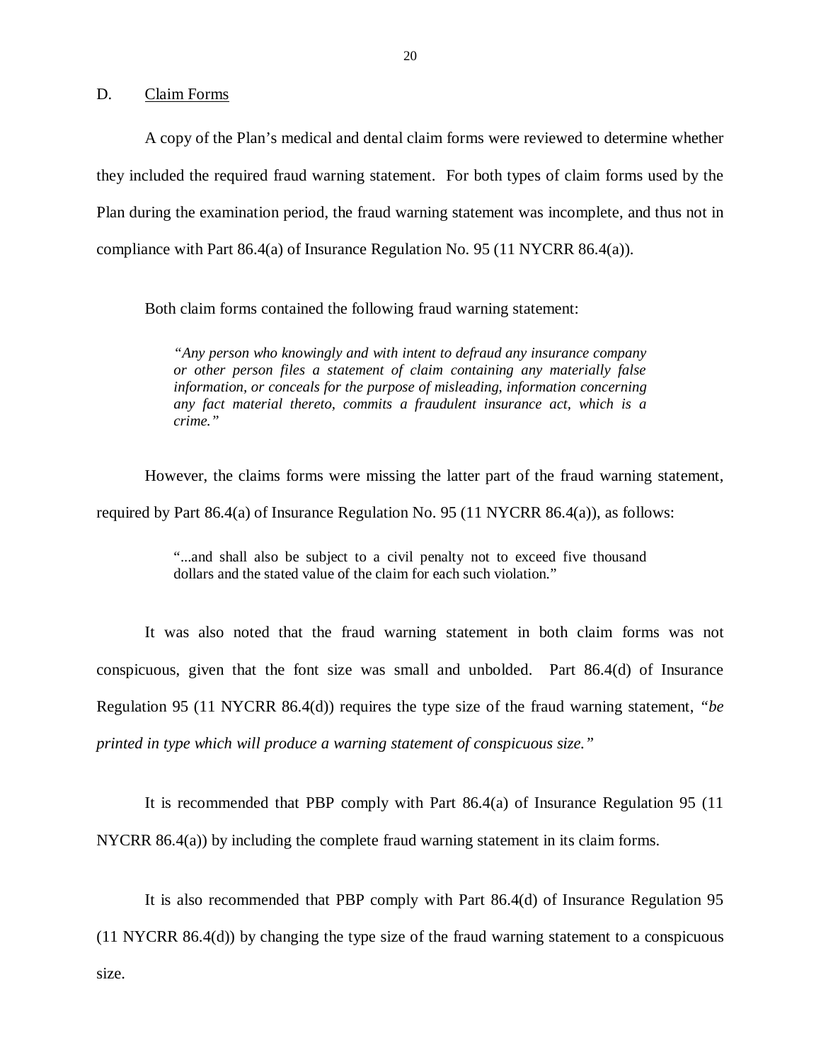## D. Claim Forms

A copy of the Plan's medical and dental claim forms were reviewed to determine whether they included the required fraud warning statement. For both types of claim forms used by the Plan during the examination period, the fraud warning statement was incomplete, and thus not in compliance with Part 86.4(a) of Insurance Regulation No. 95 (11 NYCRR 86.4(a)).

Both claim forms contained the following fraud warning statement:

> *"Any person who knowingly and with intent to defraud any insurance company or other person files a statement of claim containing any materially false information, or conceals for the purpose of misleading, information concerning any fact material thereto, commits a fraudulent insurance act, which is a crime."*

However, the claims forms were missing the latter part of the fraud warning statement, required by Part 86.4(a) of Insurance Regulation No. 95 (11 NYCRR 86.4(a)), as follows:

> "...and shall also be subject to a civil penalty not to exceed five thousand dollars and the stated value of the claim for each such violation."

It was also noted that the fraud warning statement in both claim forms was not conspicuous, given that the font size was small and unbolded. Part 86.4(d) of Insurance Regulation 95 (11 NYCRR 86.4(d)) requires the type size of the fraud warning statement, *"be printed in type which will produce a warning statement of conspicuous size."*

It is recommended that PBP comply with Part 86.4(a) of Insurance Regulation 95 (11 NYCRR 86.4(a)) by including the complete fraud warning statement in its claim forms.

It is also recommended that PBP comply with Part 86.4(d) of Insurance Regulation 95 (11 NYCRR 86.4(d)) by changing the type size of the fraud warning statement to a conspicuous size.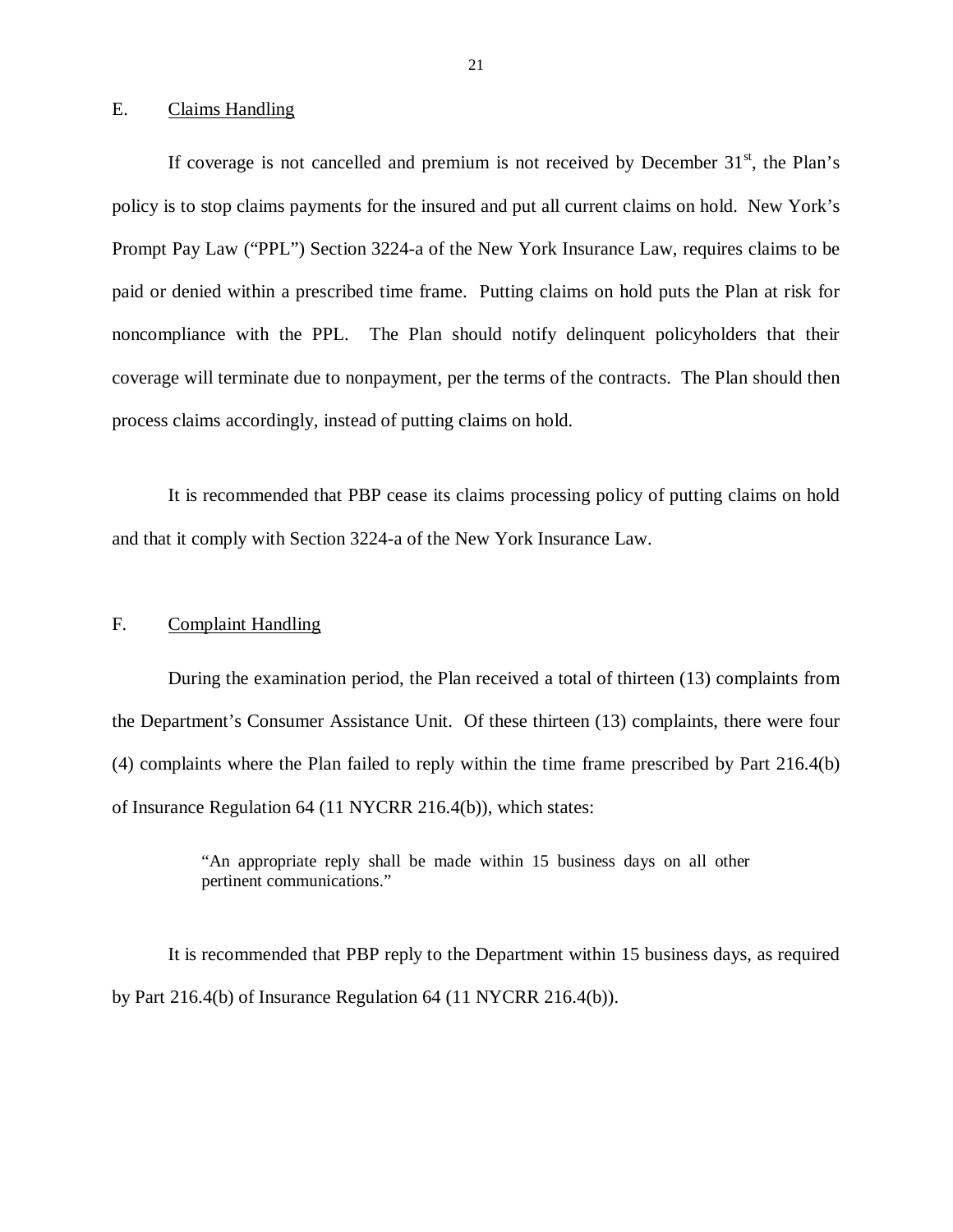## E. Claims Handling

If coverage is not cancelled and premium is not received by December 31st, the Plan's policy is to stop claims payments for the insured and put all current claims on hold. New York's Prompt Pay Law ("PPL") Section 3224-a of the New York Insurance Law, requires claims to be paid or denied within a prescribed time frame. Putting claims on hold puts the Plan at risk for noncompliance with the PPL. The Plan should notify delinquent policyholders that their coverage will terminate due to nonpayment, per the terms of the contracts. The Plan should then process claims accordingly, instead of putting claims on hold.

It is recommended that PBP cease its claims processing policy of putting claims on hold and that it comply with Section 3224-a of the New York Insurance Law.

## F. Complaint Handling

During the examination period, the Plan received a total of thirteen (13) complaints from the Department's Consumer Assistance Unit. Of these thirteen (13) complaints, there were four (4) complaints where the Plan failed to reply within the time frame prescribed by Part 216.4(b) of Insurance Regulation 64 (11 NYCRR 216.4(b)), which states:

> "An appropriate reply shall be made within 15 business days on all other pertinent communications."

It is recommended that PBP reply to the Department within 15 business days, as required by Part 216.4(b) of Insurance Regulation 64 (11 NYCRR 216.4(b)).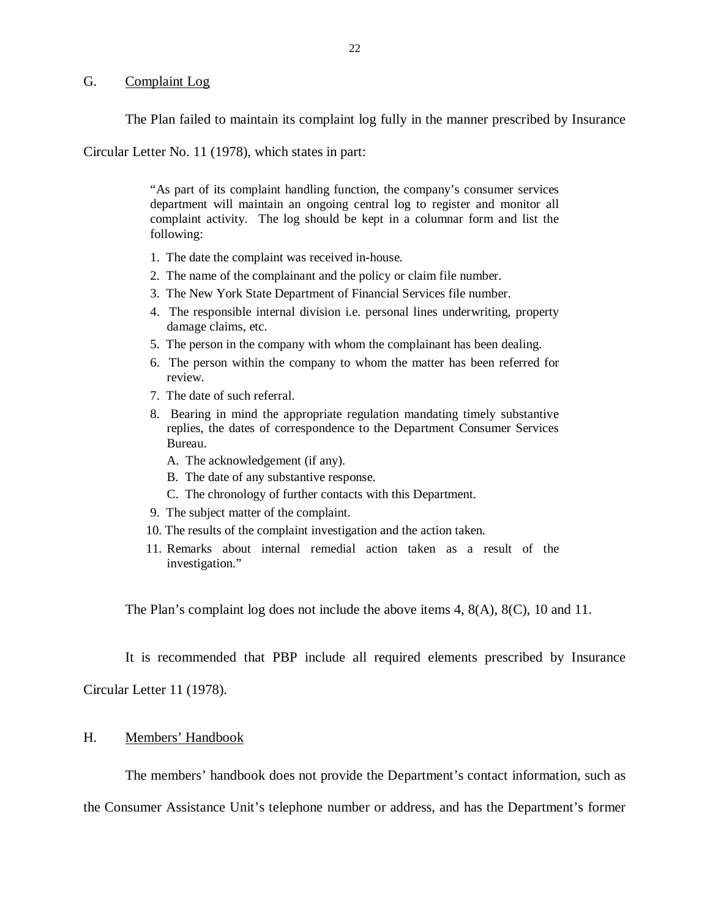## G. Complaint Log

The Plan failed to maintain its complaint log fully in the manner prescribed by Insurance Circular Letter No. 11 (1978), which states in part:

> "As part of its complaint handling function, the company's consumer services department will maintain an ongoing central log to register and monitor all complaint activity. The log should be kept in a columnar form and list the following:
>
> 1. The date the complaint was received in-house.
> 2. The name of the complainant and the policy or claim file number.
> 3. The New York State Department of Financial Services file number.
> 4. The responsible internal division i.e. personal lines underwriting, property damage claims, etc.
> 5. The person in the company with whom the complainant has been dealing.
> 6. The person within the company to whom the matter has been referred for review.
> 7. The date of such referral.
> 8. Bearing in mind the appropriate regulation mandating timely substantive replies, the dates of correspondence to the Department Consumer Services Bureau.
>    - A. The acknowledgement (if any).
>    - B. The date of any substantive response.
>    - C. The chronology of further contacts with this Department.
> 9. The subject matter of the complaint.
> 10. The results of the complaint investigation and the action taken.
> 11. Remarks about internal remedial action taken as a result of the investigation."

The Plan's complaint log does not include the above items 4, 8(A), 8(C), 10 and 11.

It is recommended that PBP include all required elements prescribed by Insurance Circular Letter 11 (1978).

## H. Members' Handbook

The members' handbook does not provide the Department's contact information, such as the Consumer Assistance Unit's telephone number or address, and has the Department's former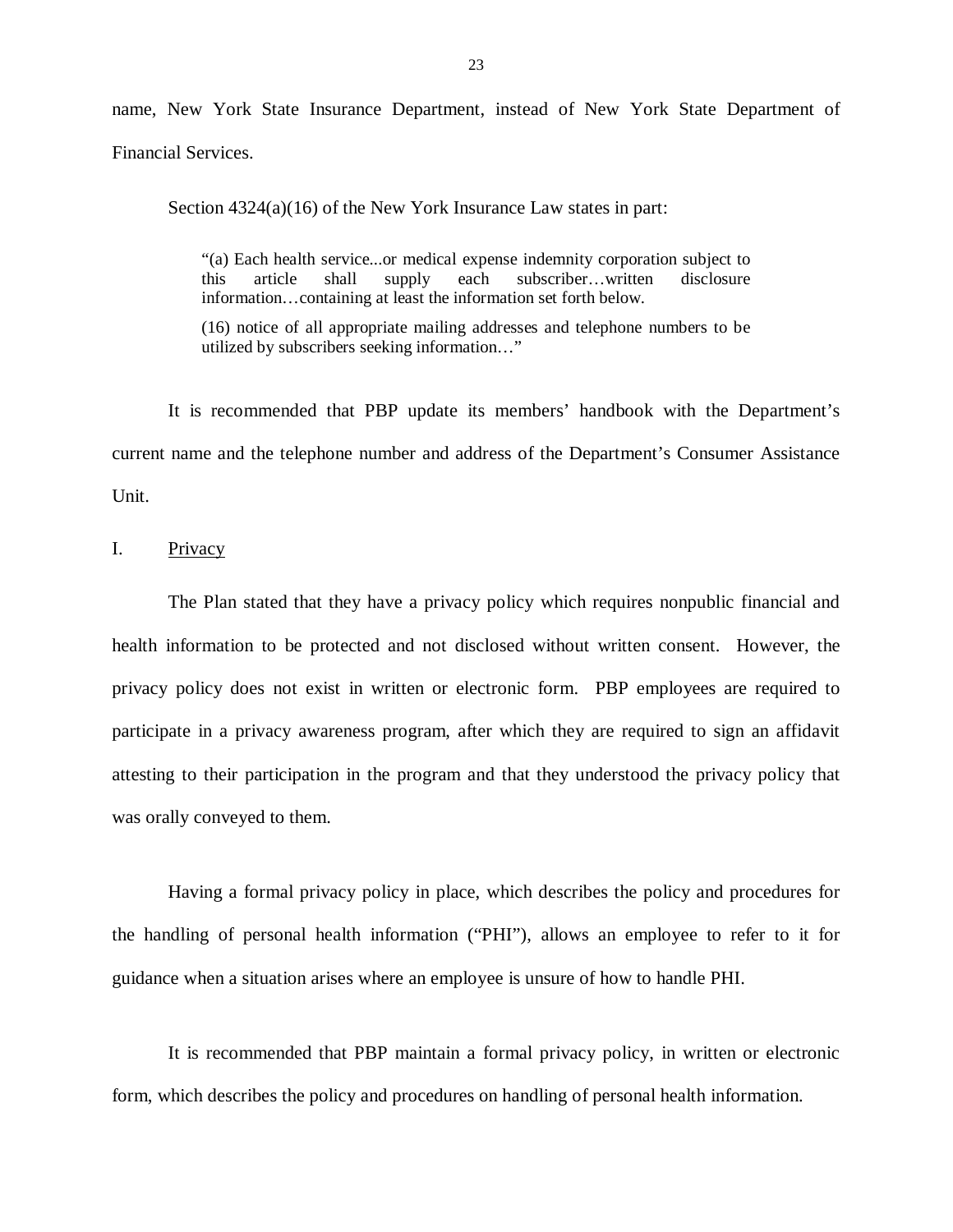name, New York State Insurance Department, instead of New York State Department of Financial Services.

Section 4324(a)(16) of the New York Insurance Law states in part:

> "(a) Each health service...or medical expense indemnity corporation subject to this article shall supply each subscriber…written disclosure information…containing at least the information set forth below.
>
> (16) notice of all appropriate mailing addresses and telephone numbers to be utilized by subscribers seeking information…"

It is recommended that PBP update its members' handbook with the Department's current name and the telephone number and address of the Department's Consumer Assistance Unit.

## I. Privacy

The Plan stated that they have a privacy policy which requires nonpublic financial and health information to be protected and not disclosed without written consent. However, the privacy policy does not exist in written or electronic form. PBP employees are required to participate in a privacy awareness program, after which they are required to sign an affidavit attesting to their participation in the program and that they understood the privacy policy that was orally conveyed to them.

Having a formal privacy policy in place, which describes the policy and procedures for the handling of personal health information ("PHI"), allows an employee to refer to it for guidance when a situation arises where an employee is unsure of how to handle PHI.

It is recommended that PBP maintain a formal privacy policy, in written or electronic form, which describes the policy and procedures on handling of personal health information.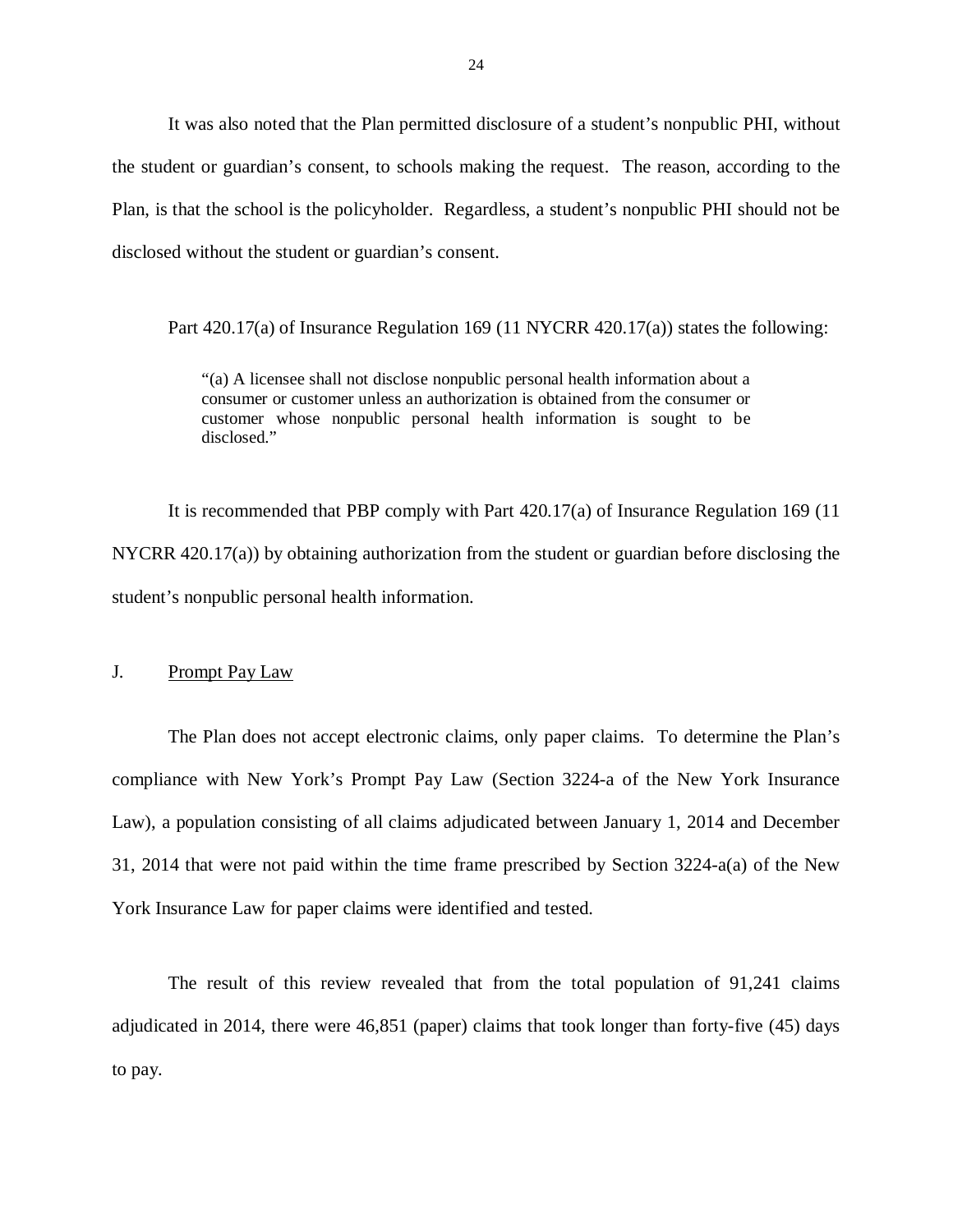It was also noted that the Plan permitted disclosure of a student's nonpublic PHI, without the student or guardian's consent, to schools making the request. The reason, according to the Plan, is that the school is the policyholder. Regardless, a student's nonpublic PHI should not be disclosed without the student or guardian's consent.

Part 420.17(a) of Insurance Regulation 169 (11 NYCRR 420.17(a)) states the following:

> "(a) A licensee shall not disclose nonpublic personal health information about a consumer or customer unless an authorization is obtained from the consumer or customer whose nonpublic personal health information is sought to be disclosed."

It is recommended that PBP comply with Part 420.17(a) of Insurance Regulation 169 (11 NYCRR 420.17(a)) by obtaining authorization from the student or guardian before disclosing the student's nonpublic personal health information.

## J. Prompt Pay Law

The Plan does not accept electronic claims, only paper claims. To determine the Plan's compliance with New York's Prompt Pay Law (Section 3224-a of the New York Insurance Law), a population consisting of all claims adjudicated between January 1, 2014 and December 31, 2014 that were not paid within the time frame prescribed by Section 3224-a(a) of the New York Insurance Law for paper claims were identified and tested.

The result of this review revealed that from the total population of 91,241 claims adjudicated in 2014, there were 46,851 (paper) claims that took longer than forty-five (45) days to pay.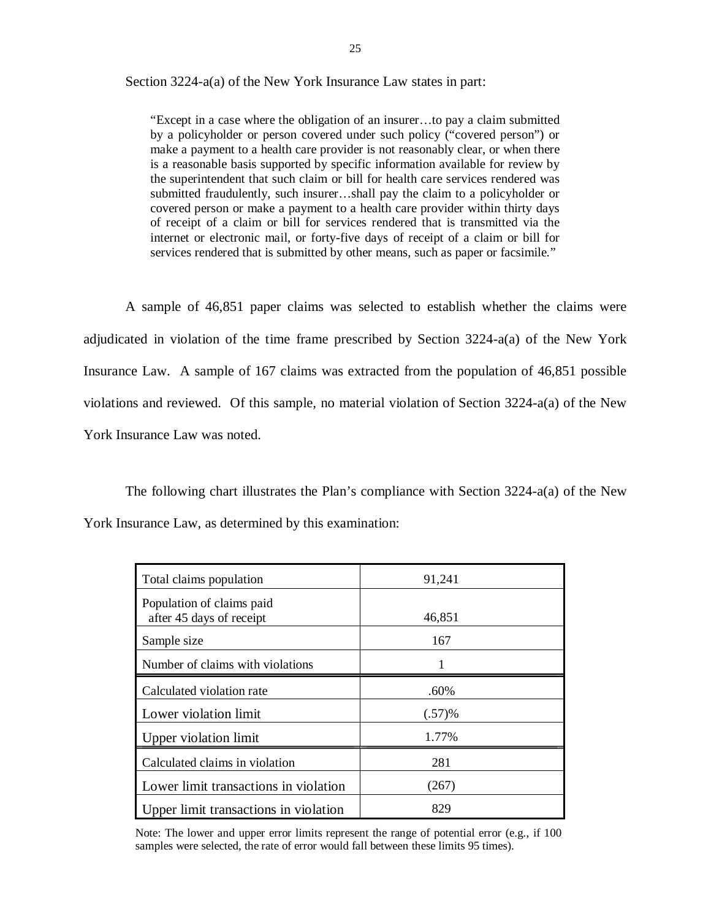Section 3224-a(a) of the New York Insurance Law states in part:

> "Except in a case where the obligation of an insurer…to pay a claim submitted by a policyholder or person covered under such policy ("covered person") or make a payment to a health care provider is not reasonably clear, or when there is a reasonable basis supported by specific information available for review by the superintendent that such claim or bill for health care services rendered was submitted fraudulently, such insurer…shall pay the claim to a policyholder or covered person or make a payment to a health care provider within thirty days of receipt of a claim or bill for services rendered that is transmitted via the internet or electronic mail, or forty-five days of receipt of a claim or bill for services rendered that is submitted by other means, such as paper or facsimile."

A sample of 46,851 paper claims was selected to establish whether the claims were adjudicated in violation of the time frame prescribed by Section 3224-a(a) of the New York Insurance Law. A sample of 167 claims was extracted from the population of 46,851 possible violations and reviewed. Of this sample, no material violation of Section 3224-a(a) of the New York Insurance Law was noted.

The following chart illustrates the Plan's compliance with Section 3224-a(a) of the New York Insurance Law, as determined by this examination:

| | |
|---|---|
| Total claims population | 91,241 |
| Population of claims paid after 45 days of receipt | 46,851 |
| Sample size | 167 |
| Number of claims with violations | 1 |
| Calculated violation rate | .60% |
| Lower violation limit | (.57)% |
| Upper violation limit | 1.77% |
| Calculated claims in violation | 281 |
| Lower limit transactions in violation | (267) |
| Upper limit transactions in violation | 829 |

Note: The lower and upper error limits represent the range of potential error (e.g., if 100 samples were selected, the rate of error would fall between these limits 95 times).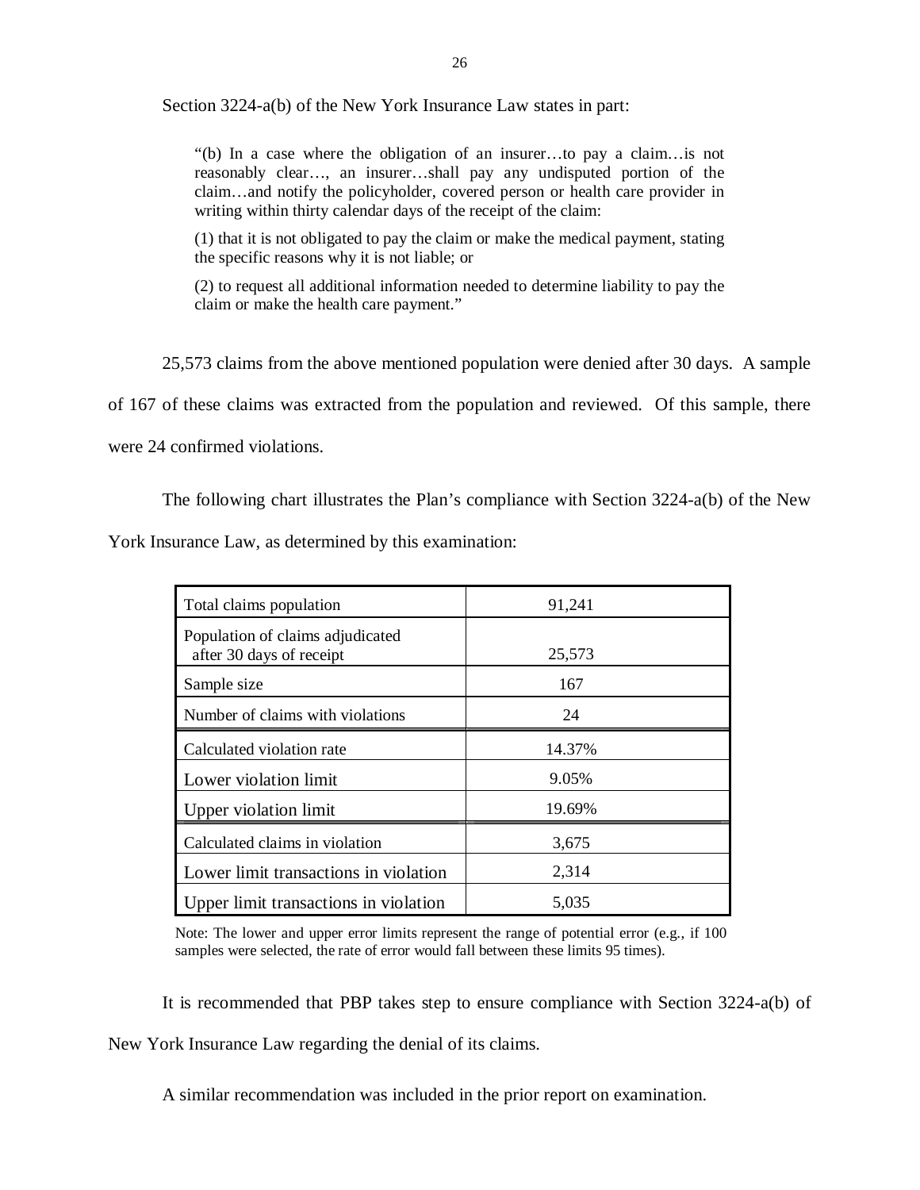Section 3224-a(b) of the New York Insurance Law states in part:

> "(b) In a case where the obligation of an insurer…to pay a claim…is not reasonably clear…, an insurer…shall pay any undisputed portion of the claim…and notify the policyholder, covered person or health care provider in writing within thirty calendar days of the receipt of the claim:
>
> (1) that it is not obligated to pay the claim or make the medical payment, stating the specific reasons why it is not liable; or
>
> (2) to request all additional information needed to determine liability to pay the claim or make the health care payment."

25,573 claims from the above mentioned population were denied after 30 days. A sample of 167 of these claims was extracted from the population and reviewed. Of this sample, there were 24 confirmed violations.

The following chart illustrates the Plan's compliance with Section 3224-a(b) of the New York Insurance Law, as determined by this examination:

| | |
|---|---|
| Total claims population | 91,241 |
| Population of claims adjudicated after 30 days of receipt | 25,573 |
| Sample size | 167 |
| Number of claims with violations | 24 |
| Calculated violation rate | 14.37% |
| Lower violation limit | 9.05% |
| Upper violation limit | 19.69% |
| Calculated claims in violation | 3,675 |
| Lower limit transactions in violation | 2,314 |
| Upper limit transactions in violation | 5,035 |

Note: The lower and upper error limits represent the range of potential error (e.g., if 100 samples were selected, the rate of error would fall between these limits 95 times).

It is recommended that PBP takes step to ensure compliance with Section 3224-a(b) of New York Insurance Law regarding the denial of its claims.

A similar recommendation was included in the prior report on examination.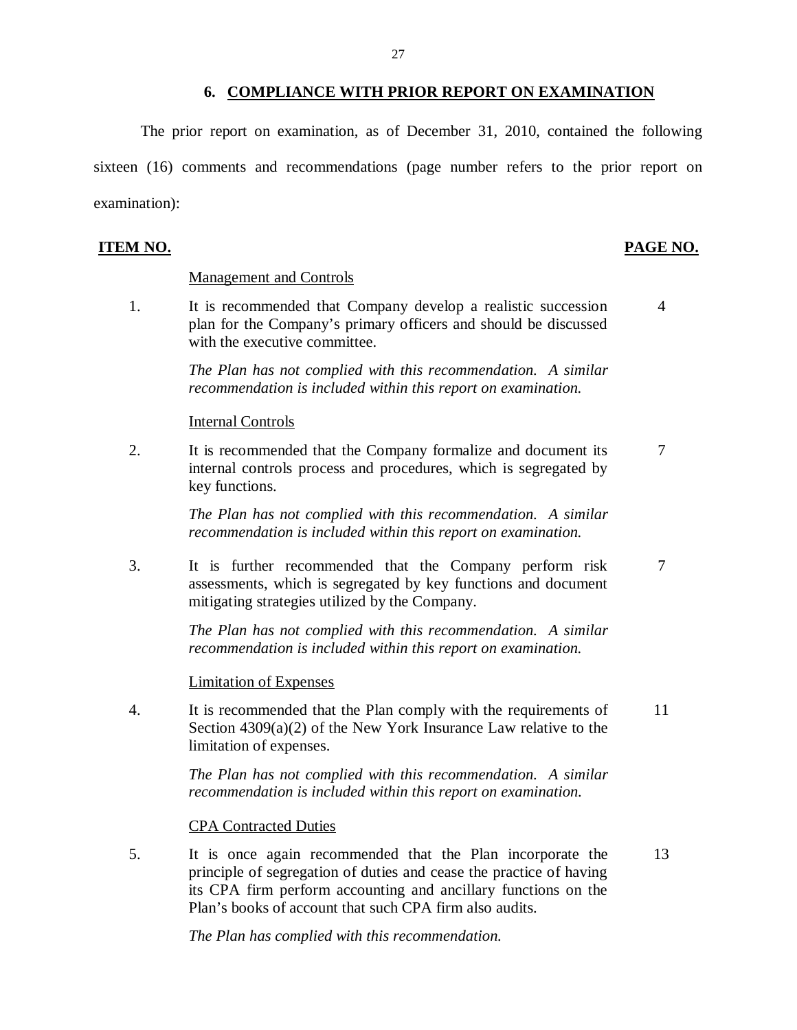## 6. COMPLIANCE WITH PRIOR REPORT ON EXAMINATION

The prior report on examination, as of December 31, 2010, contained the following sixteen (16) comments and recommendations (page number refers to the prior report on examination):

| ITEM NO. | | PAGE NO. |
|---|---|---|
| | Management and Controls | |
| 1. | It is recommended that Company develop a realistic succession plan for the Company's primary officers and should be discussed with the executive committee. | 4 |
| | *The Plan has not complied with this recommendation. A similar recommendation is included within this report on examination.* | |
| | Internal Controls | |
| 2. | It is recommended that the Company formalize and document its internal controls process and procedures, which is segregated by key functions. | 7 |
| | *The Plan has not complied with this recommendation. A similar recommendation is included within this report on examination.* | |
| 3. | It is further recommended that the Company perform risk assessments, which is segregated by key functions and document mitigating strategies utilized by the Company. | 7 |
| | *The Plan has not complied with this recommendation. A similar recommendation is included within this report on examination.* | |
| | Limitation of Expenses | |
| 4. | It is recommended that the Plan comply with the requirements of Section 4309(a)(2) of the New York Insurance Law relative to the limitation of expenses. | 11 |
| | *The Plan has not complied with this recommendation. A similar recommendation is included within this report on examination.* | |
| | CPA Contracted Duties | |
| 5. | It is once again recommended that the Plan incorporate the principle of segregation of duties and cease the practice of having its CPA firm perform accounting and ancillary functions on the Plan's books of account that such CPA firm also audits. | 13 |
| | *The Plan has complied with this recommendation.* | |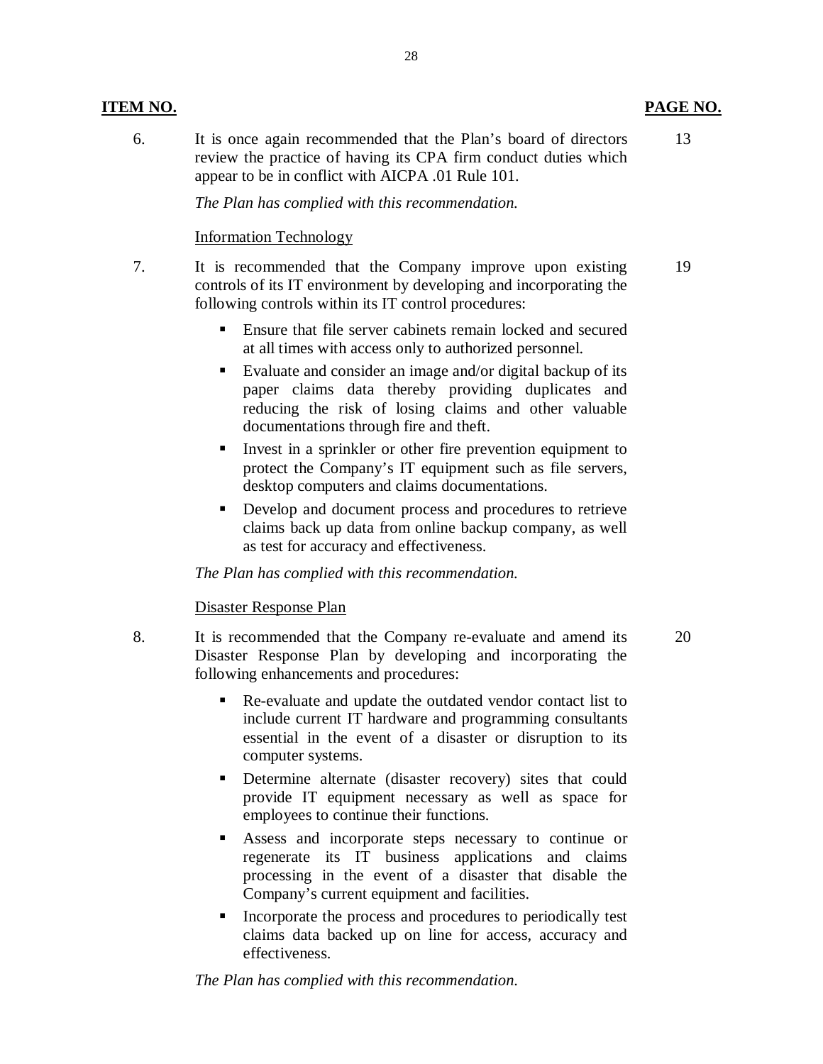| ITEM NO. | | PAGE NO. |
|---|---|---|
| 6. | It is once again recommended that the Plan's board of directors review the practice of having its CPA firm conduct duties which appear to be in conflict with AICPA .01 Rule 101. | 13 |

*The Plan has complied with this recommendation.*

Information Technology

| | | |
|---|---|---|
| 7. | It is recommended that the Company improve upon existing controls of its IT environment by developing and incorporating the following controls within its IT control procedures: | 19 |

- Ensure that file server cabinets remain locked and secured at all times with access only to authorized personnel.
- Evaluate and consider an image and/or digital backup of its paper claims data thereby providing duplicates and reducing the risk of losing claims and other valuable documentations through fire and theft.
- Invest in a sprinkler or other fire prevention equipment to protect the Company's IT equipment such as file servers, desktop computers and claims documentations.
- Develop and document process and procedures to retrieve claims back up data from online backup company, as well as test for accuracy and effectiveness.

*The Plan has complied with this recommendation.*

Disaster Response Plan

| | | |
|---|---|---|
| 8. | It is recommended that the Company re-evaluate and amend its Disaster Response Plan by developing and incorporating the following enhancements and procedures: | 20 |

- Re-evaluate and update the outdated vendor contact list to include current IT hardware and programming consultants essential in the event of a disaster or disruption to its computer systems.
- Determine alternate (disaster recovery) sites that could provide IT equipment necessary as well as space for employees to continue their functions.
- Assess and incorporate steps necessary to continue or regenerate its IT business applications and claims processing in the event of a disaster that disable the Company's current equipment and facilities.
- Incorporate the process and procedures to periodically test claims data backed up on line for access, accuracy and effectiveness.

*The Plan has complied with this recommendation.*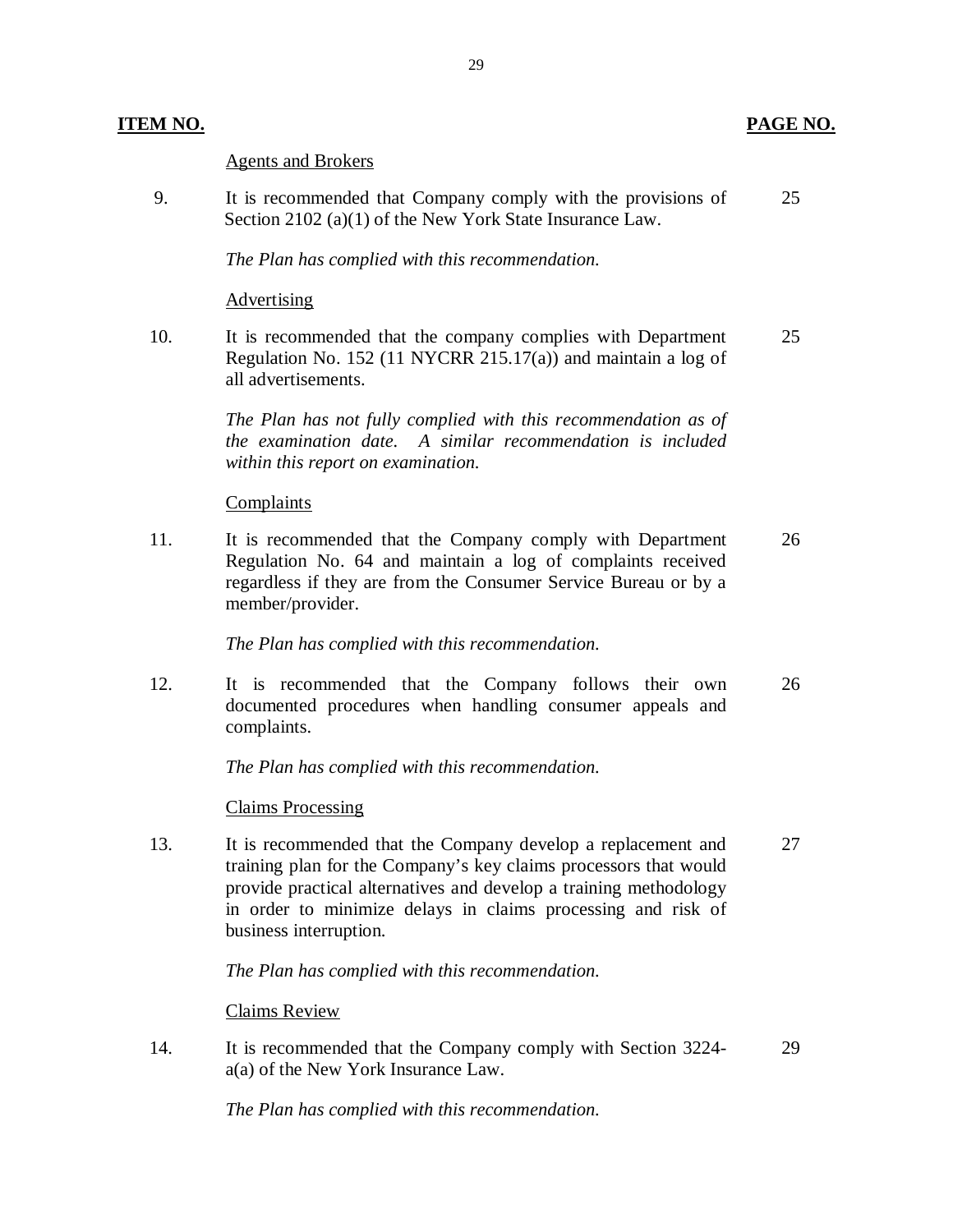| ITEM NO. | | PAGE NO. |
|---|---|---|
| | Agents and Brokers | |
| 9. | It is recommended that Company comply with the provisions of Section 2102 (a)(1) of the New York State Insurance Law.<br><br>*The Plan has complied with this recommendation.* | 25 |
| | Advertising | |
| 10. | It is recommended that the company complies with Department Regulation No. 152 (11 NYCRR 215.17(a)) and maintain a log of all advertisements.<br><br>*The Plan has not fully complied with this recommendation as of the examination date. A similar recommendation is included within this report on examination.* | 25 |
| | Complaints | |
| 11. | It is recommended that the Company comply with Department Regulation No. 64 and maintain a log of complaints received regardless if they are from the Consumer Service Bureau or by a member/provider.<br><br>*The Plan has complied with this recommendation.* | 26 |
| 12. | It is recommended that the Company follows their own documented procedures when handling consumer appeals and complaints.<br><br>*The Plan has complied with this recommendation.* | 26 |
| | Claims Processing | |
| 13. | It is recommended that the Company develop a replacement and training plan for the Company's key claims processors that would provide practical alternatives and develop a training methodology in order to minimize delays in claims processing and risk of business interruption.<br><br>*The Plan has complied with this recommendation.* | 27 |
| | Claims Review | |
| 14. | It is recommended that the Company comply with Section 3224-a(a) of the New York Insurance Law.<br><br>*The Plan has complied with this recommendation.* | 29 |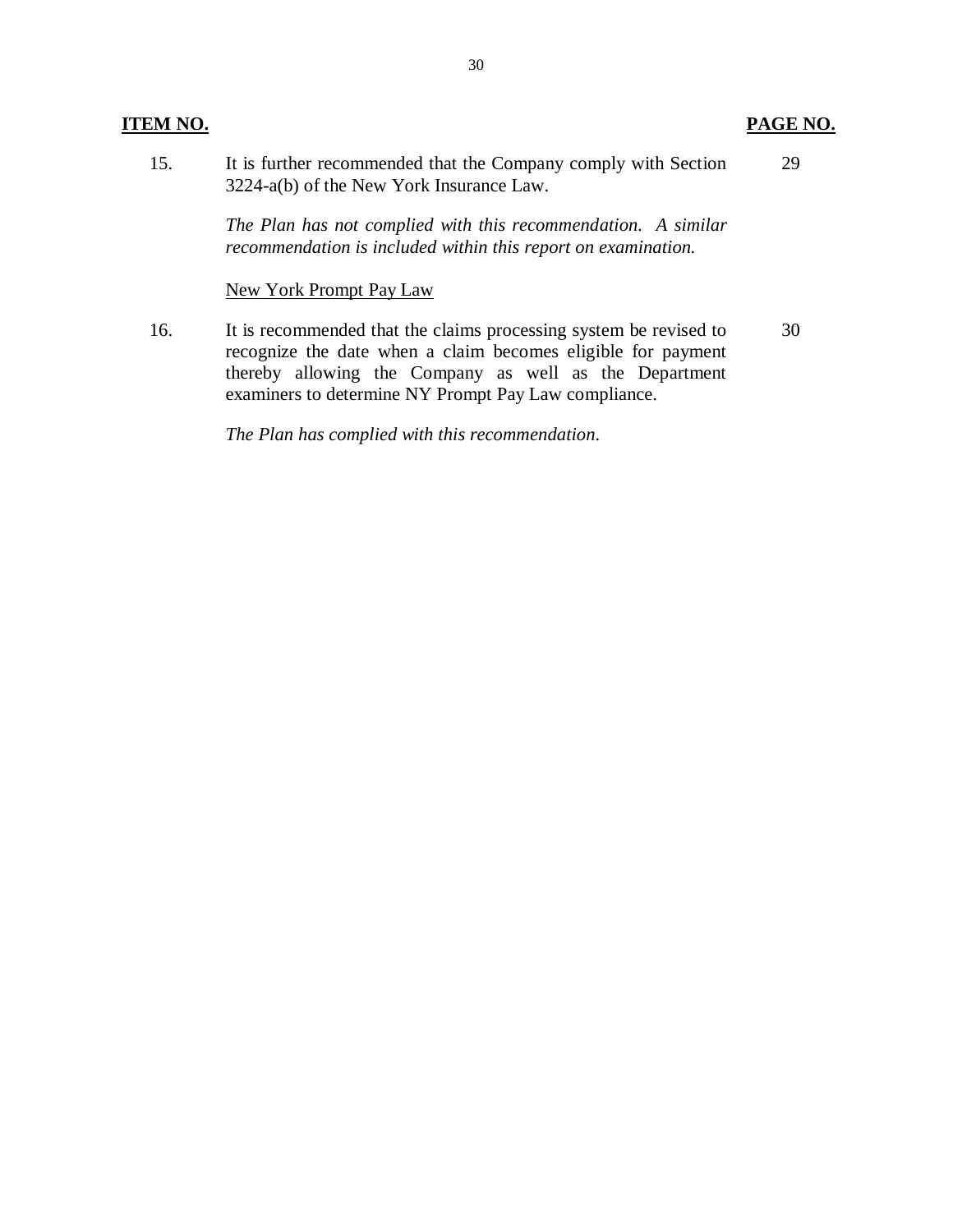| ITEM NO. | | PAGE NO. |
|---|---|---|
| 15. | It is further recommended that the Company comply with Section 3224-a(b) of the New York Insurance Law. | 29 |
| | *The Plan has not complied with this recommendation. A similar recommendation is included within this report on examination.* | |
| | <u>New York Prompt Pay Law</u> | |
| 16. | It is recommended that the claims processing system be revised to recognize the date when a claim becomes eligible for payment thereby allowing the Company as well as the Department examiners to determine NY Prompt Pay Law compliance. | 30 |
| | *The Plan has complied with this recommendation.* | |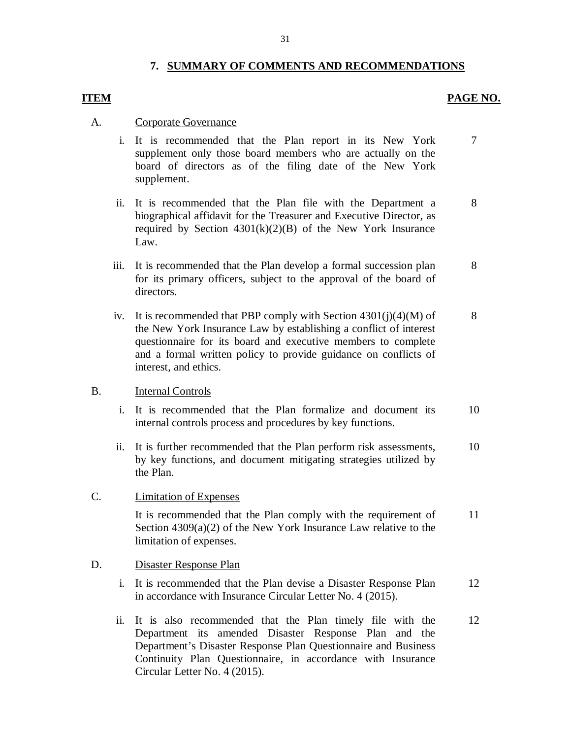## 7. SUMMARY OF COMMENTS AND RECOMMENDATIONS

| ITEM | | PAGE NO. |
|---|---|---|
| A. | Corporate Governance | |
| i. | It is recommended that the Plan report in its New York supplement only those board members who are actually on the board of directors as of the filing date of the New York supplement. | 7 |
| ii. | It is recommended that the Plan file with the Department a biographical affidavit for the Treasurer and Executive Director, as required by Section 4301(k)(2)(B) of the New York Insurance Law. | 8 |
| iii. | It is recommended that the Plan develop a formal succession plan for its primary officers, subject to the approval of the board of directors. | 8 |
| iv. | It is recommended that PBP comply with Section 4301(j)(4)(M) of the New York Insurance Law by establishing a conflict of interest questionnaire for its board and executive members to complete and a formal written policy to provide guidance on conflicts of interest, and ethics. | 8 |
| B. | Internal Controls | |
| i. | It is recommended that the Plan formalize and document its internal controls process and procedures by key functions. | 10 |
| ii. | It is further recommended that the Plan perform risk assessments, by key functions, and document mitigating strategies utilized by the Plan. | 10 |
| C. | Limitation of Expenses | |
| | It is recommended that the Plan comply with the requirement of Section 4309(a)(2) of the New York Insurance Law relative to the limitation of expenses. | 11 |
| D. | Disaster Response Plan | |
| i. | It is recommended that the Plan devise a Disaster Response Plan in accordance with Insurance Circular Letter No. 4 (2015). | 12 |
| ii. | It is also recommended that the Plan timely file with the Department its amended Disaster Response Plan and the Department's Disaster Response Plan Questionnaire and Business Continuity Plan Questionnaire, in accordance with Insurance Circular Letter No. 4 (2015). | 12 |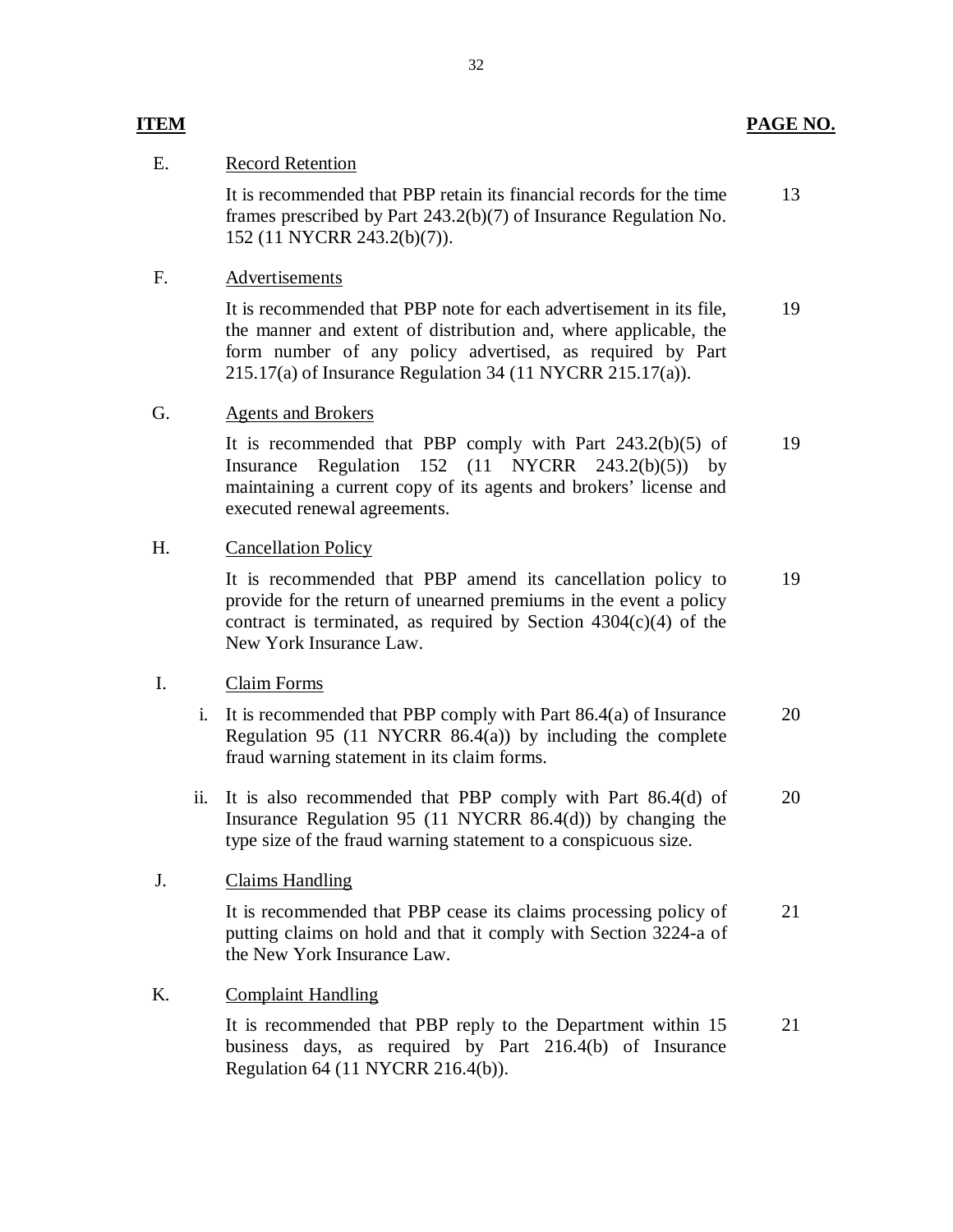| ITEM | | PAGE NO. |
|---|---|---|
| E. | Record Retention | |
| | It is recommended that PBP retain its financial records for the time frames prescribed by Part 243.2(b)(7) of Insurance Regulation No. 152 (11 NYCRR 243.2(b)(7)). | 13 |
| F. | Advertisements | |
| | It is recommended that PBP note for each advertisement in its file, the manner and extent of distribution and, where applicable, the form number of any policy advertised, as required by Part 215.17(a) of Insurance Regulation 34 (11 NYCRR 215.17(a)). | 19 |
| G. | Agents and Brokers | |
| | It is recommended that PBP comply with Part 243.2(b)(5) of Insurance Regulation 152 (11 NYCRR 243.2(b)(5)) by maintaining a current copy of its agents and brokers' license and executed renewal agreements. | 19 |
| H. | Cancellation Policy | |
| | It is recommended that PBP amend its cancellation policy to provide for the return of unearned premiums in the event a policy contract is terminated, as required by Section 4304(c)(4) of the New York Insurance Law. | 19 |
| I. | Claim Forms | |
| | i. It is recommended that PBP comply with Part 86.4(a) of Insurance Regulation 95 (11 NYCRR 86.4(a)) by including the complete fraud warning statement in its claim forms. | 20 |
| | ii. It is also recommended that PBP comply with Part 86.4(d) of Insurance Regulation 95 (11 NYCRR 86.4(d)) by changing the type size of the fraud warning statement to a conspicuous size. | 20 |
| J. | Claims Handling | |
| | It is recommended that PBP cease its claims processing policy of putting claims on hold and that it comply with Section 3224-a of the New York Insurance Law. | 21 |
| K. | Complaint Handling | |
| | It is recommended that PBP reply to the Department within 15 business days, as required by Part 216.4(b) of Insurance Regulation 64 (11 NYCRR 216.4(b)). | 21 |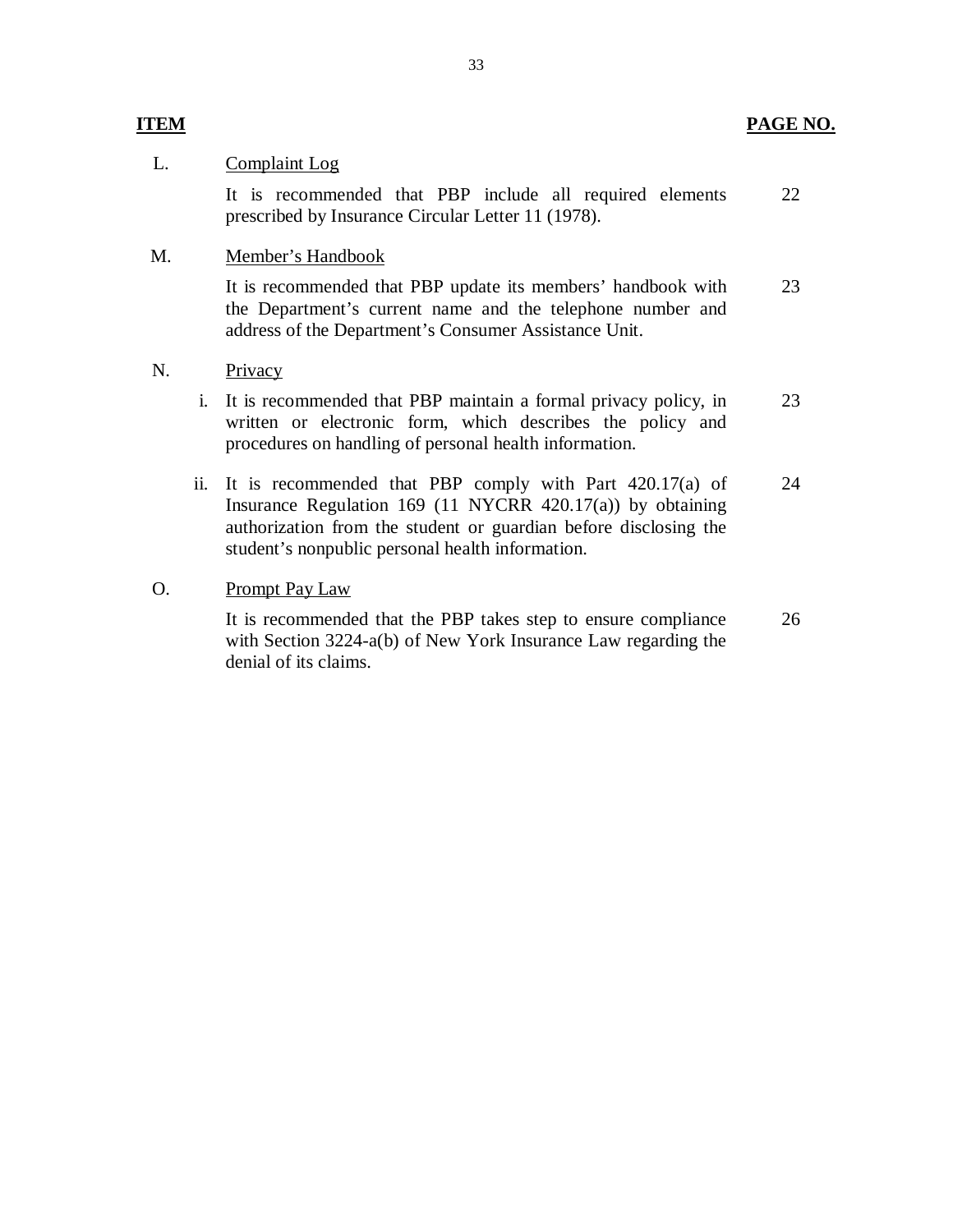| ITEM | | | PAGE NO. |
|---|---|---|---|
| L. | | Complaint Log | |
| | | It is recommended that PBP include all required elements prescribed by Insurance Circular Letter 11 (1978). | 22 |
| M. | | Member’s Handbook | |
| | | It is recommended that PBP update its members’ handbook with the Department’s current name and the telephone number and address of the Department’s Consumer Assistance Unit. | 23 |
| N. | | Privacy | |
| | i. | It is recommended that PBP maintain a formal privacy policy, in written or electronic form, which describes the policy and procedures on handling of personal health information. | 23 |
| | ii. | It is recommended that PBP comply with Part 420.17(a) of Insurance Regulation 169 (11 NYCRR 420.17(a)) by obtaining authorization from the student or guardian before disclosing the student’s nonpublic personal health information. | 24 |
| O. | | Prompt Pay Law | |
| | | It is recommended that the PBP takes step to ensure compliance with Section 3224-a(b) of New York Insurance Law regarding the denial of its claims. | 26 |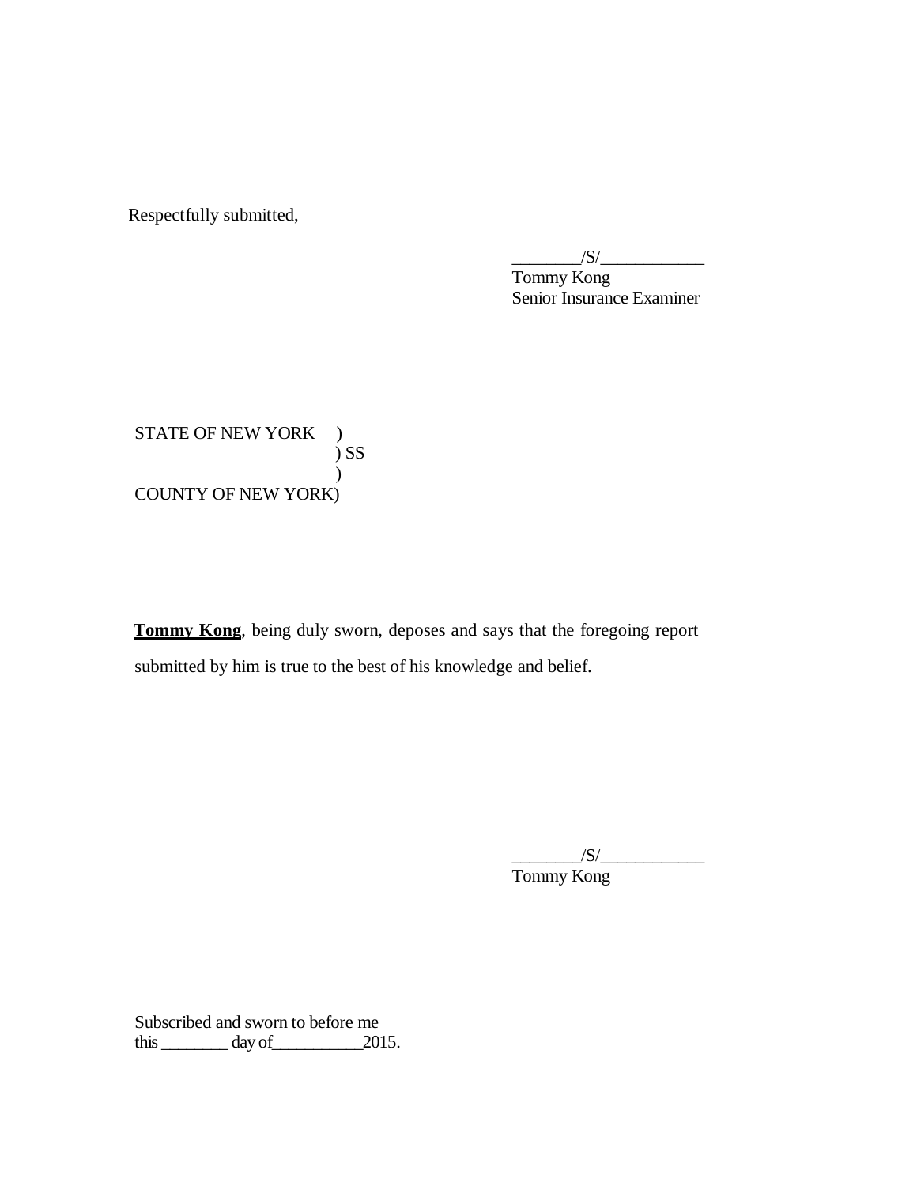Respectfully submitted,

________/S/____________
Tommy Kong
Senior Insurance Examiner

STATE OF NEW YORK )
) SS
)
COUNTY OF NEW YORK)

**Tommy Kong**, being duly sworn, deposes and says that the foregoing report submitted by him is true to the best of his knowledge and belief.

________/S/____________
Tommy Kong

Subscribed and sworn to before me
this ________ day of__________2015.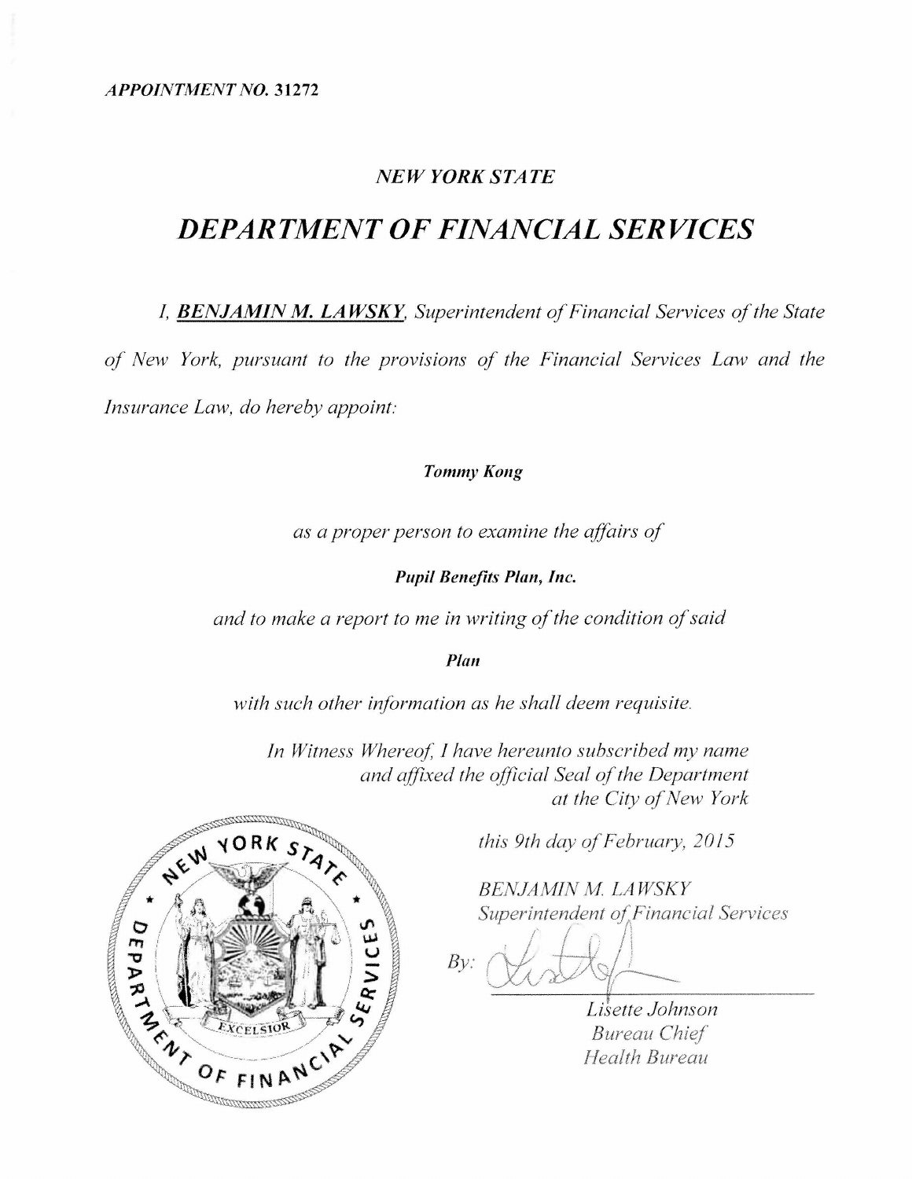*APPOINTMENT NO.* **31272**

*NEW YORK STATE*

## *DEPARTMENT OF FINANCIAL SERVICES*

*I,* ***BENJAMIN M. LAWSKY****, Superintendent of Financial Services of the State of New York, pursuant to the provisions of the Financial Services Law and the Insurance Law, do hereby appoint:*

***Tommy Kong***

*as a proper person to examine the affairs of*

***Pupil Benefits Plan, Inc.***

*and to make a report to me in writing of the condition of said*

***Plan***

*with such other information as he shall deem requisite.*

*In Witness Whereof, I have hereunto subscribed my name and affixed the official Seal of the Department at the City of New York*

*this 9th day of February, 2015*

*BENJAMIN M. LAWSKY*
*Superintendent of Financial Services*

*By:*

*Lisette Johnson*
*Bureau Chief*
*Health Bureau*